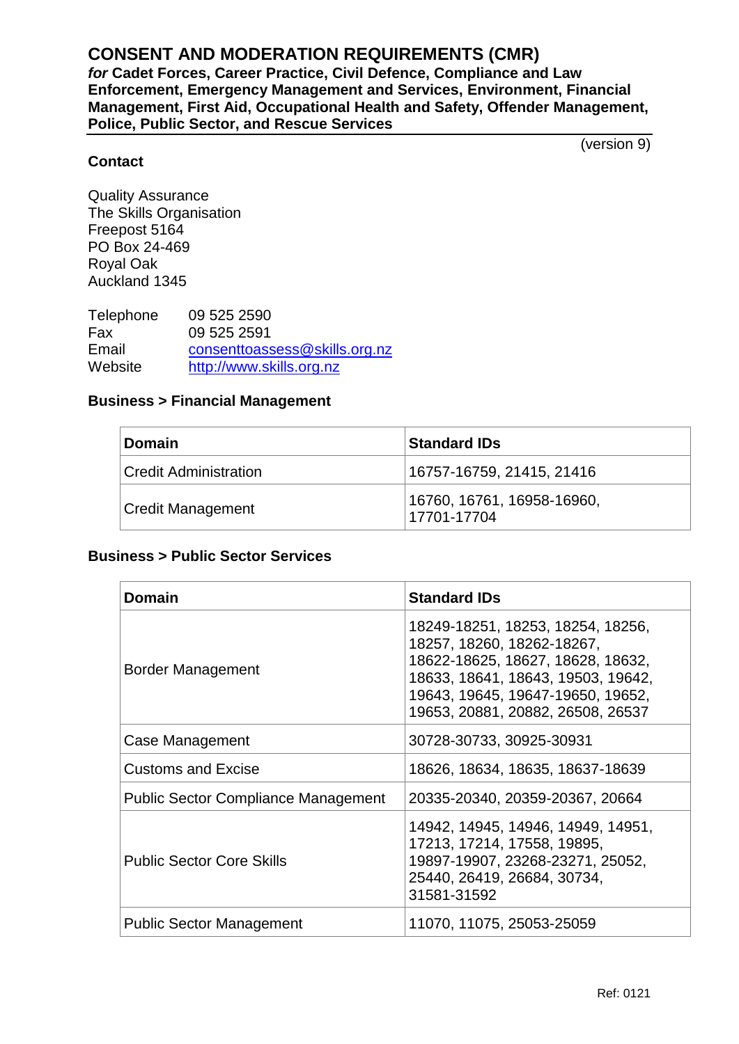# CONSENT AND MODERATION REQUIREMENTS (CMR)

***for* Cadet Forces, Career Practice, Civil Defence, Compliance and Law Enforcement, Emergency Management and Services, Environment, Financial Management, First Aid, Occupational Health and Safety, Offender Management, Police, Public Sector, and Rescue Services**

(version 9)

**Contact**

Quality Assurance
The Skills Organisation
Freepost 5164
PO Box 24-469
Royal Oak
Auckland 1345

| | |
|---|---|
| Telephone | 09 525 2590 |
| Fax | 09 525 2591 |
| Email | consenttoassess@skills.org.nz |
| Website | http://www.skills.org.nz |

### Business > Financial Management

| Domain | Standard IDs |
|---|---|
| Credit Administration | 16757-16759, 21415, 21416 |
| Credit Management | 16760, 16761, 16958-16960, 17701-17704 |

### Business > Public Sector Services

| Domain | Standard IDs |
|---|---|
| Border Management | 18249-18251, 18253, 18254, 18256, 18257, 18260, 18262-18267, 18622-18625, 18627, 18628, 18632, 18633, 18641, 18643, 19503, 19642, 19643, 19645, 19647-19650, 19652, 19653, 20881, 20882, 26508, 26537 |
| Case Management | 30728-30733, 30925-30931 |
| Customs and Excise | 18626, 18634, 18635, 18637-18639 |
| Public Sector Compliance Management | 20335-20340, 20359-20367, 20664 |
| Public Sector Core Skills | 14942, 14945, 14946, 14949, 14951, 17213, 17214, 17558, 19895, 19897-19907, 23268-23271, 25052, 25440, 26419, 26684, 30734, 31581-31592 |
| Public Sector Management | 11070, 11075, 25053-25059 |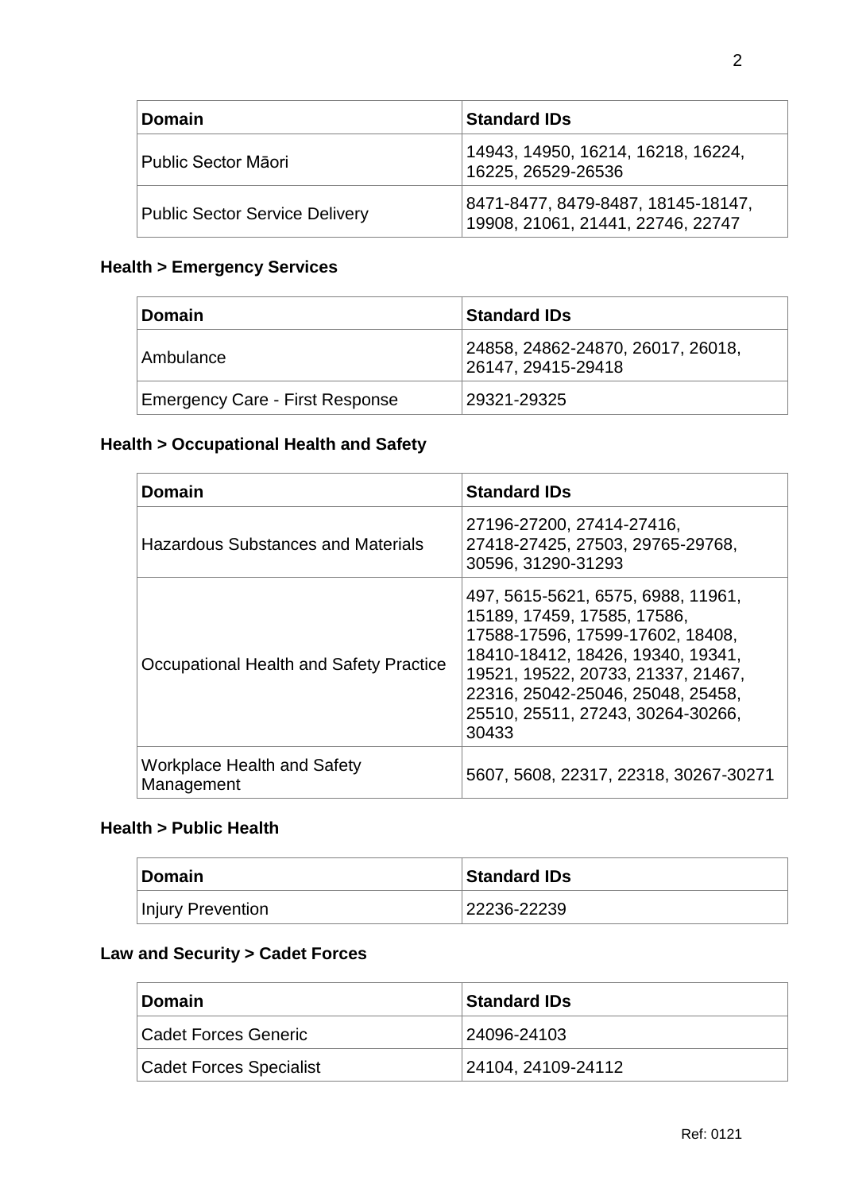| Domain | Standard IDs |
| --- | --- |
| Public Sector Māori | 14943, 14950, 16214, 16218, 16224, 16225, 26529-26536 |
| Public Sector Service Delivery | 8471-8477, 8479-8487, 18145-18147, 19908, 21061, 21441, 22746, 22747 |

**Health > Emergency Services**

| Domain | Standard IDs |
| --- | --- |
| Ambulance | 24858, 24862-24870, 26017, 26018, 26147, 29415-29418 |
| Emergency Care - First Response | 29321-29325 |

**Health > Occupational Health and Safety**

| Domain | Standard IDs |
| --- | --- |
| Hazardous Substances and Materials | 27196-27200, 27414-27416, 27418-27425, 27503, 29765-29768, 30596, 31290-31293 |
| Occupational Health and Safety Practice | 497, 5615-5621, 6575, 6988, 11961, 15189, 17459, 17585, 17586, 17588-17596, 17599-17602, 18408, 18410-18412, 18426, 19340, 19341, 19521, 19522, 20733, 21337, 21467, 22316, 25042-25046, 25048, 25458, 25510, 25511, 27243, 30264-30266, 30433 |
| Workplace Health and Safety Management | 5607, 5608, 22317, 22318, 30267-30271 |

**Health > Public Health**

| Domain | Standard IDs |
| --- | --- |
| Injury Prevention | 22236-22239 |

**Law and Security > Cadet Forces**

| Domain | Standard IDs |
| --- | --- |
| Cadet Forces Generic | 24096-24103 |
| Cadet Forces Specialist | 24104, 24109-24112 |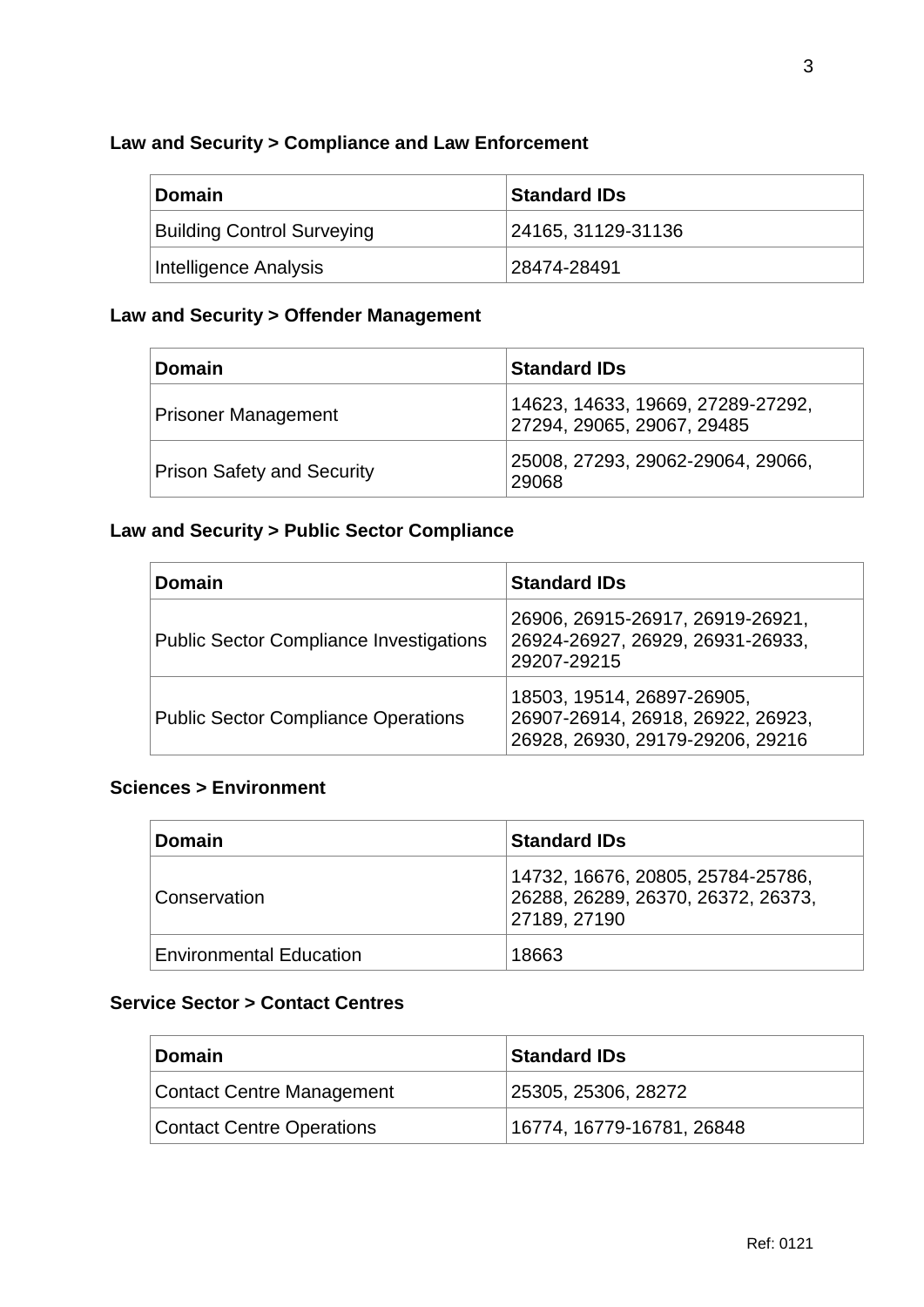### Law and Security > Compliance and Law Enforcement

| Domain | Standard IDs |
|---|---|
| Building Control Surveying | 24165, 31129-31136 |
| Intelligence Analysis | 28474-28491 |

### Law and Security > Offender Management

| Domain | Standard IDs |
|---|---|
| Prisoner Management | 14623, 14633, 19669, 27289-27292, 27294, 29065, 29067, 29485 |
| Prison Safety and Security | 25008, 27293, 29062-29064, 29066, 29068 |

### Law and Security > Public Sector Compliance

| Domain | Standard IDs |
|---|---|
| Public Sector Compliance Investigations | 26906, 26915-26917, 26919-26921, 26924-26927, 26929, 26931-26933, 29207-29215 |
| Public Sector Compliance Operations | 18503, 19514, 26897-26905, 26907-26914, 26918, 26922, 26923, 26928, 26930, 29179-29206, 29216 |

### Sciences > Environment

| Domain | Standard IDs |
|---|---|
| Conservation | 14732, 16676, 20805, 25784-25786, 26288, 26289, 26370, 26372, 26373, 27189, 27190 |
| Environmental Education | 18663 |

### Service Sector > Contact Centres

| Domain | Standard IDs |
|---|---|
| Contact Centre Management | 25305, 25306, 28272 |
| Contact Centre Operations | 16774, 16779-16781, 26848 |

Ref: 0121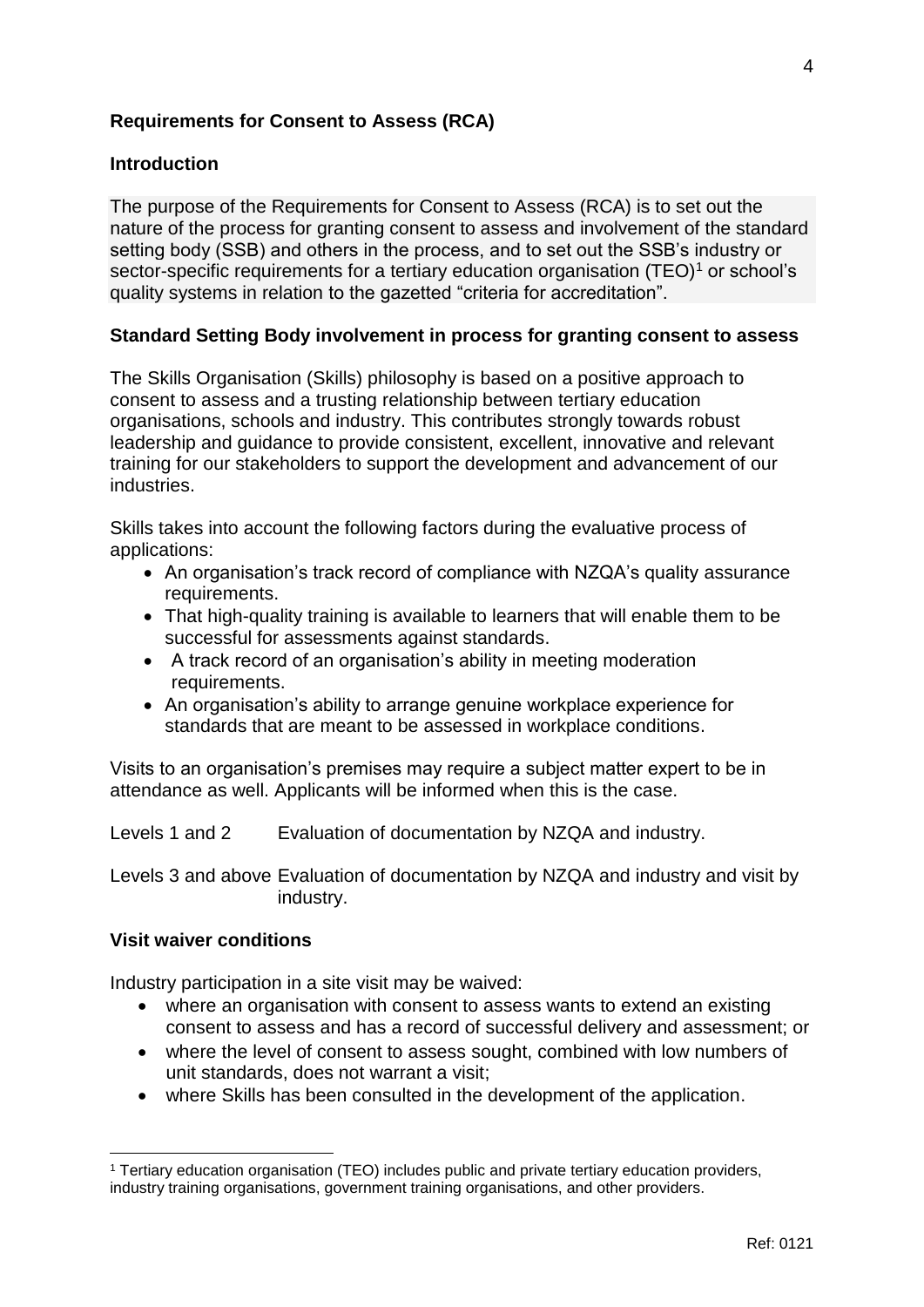**Requirements for Consent to Assess (RCA)**

**Introduction**

The purpose of the Requirements for Consent to Assess (RCA) is to set out the nature of the process for granting consent to assess and involvement of the standard setting body (SSB) and others in the process, and to set out the SSB's industry or sector-specific requirements for a tertiary education organisation (TEO)[1] or school's quality systems in relation to the gazetted "criteria for accreditation".

**Standard Setting Body involvement in process for granting consent to assess**

The Skills Organisation (Skills) philosophy is based on a positive approach to consent to assess and a trusting relationship between tertiary education organisations, schools and industry. This contributes strongly towards robust leadership and guidance to provide consistent, excellent, innovative and relevant training for our stakeholders to support the development and advancement of our industries.

Skills takes into account the following factors during the evaluative process of applications:

- An organisation's track record of compliance with NZQA's quality assurance requirements.
- That high-quality training is available to learners that will enable them to be successful for assessments against standards.
- A track record of an organisation's ability in meeting moderation requirements.
- An organisation's ability to arrange genuine workplace experience for standards that are meant to be assessed in workplace conditions.

Visits to an organisation's premises may require a subject matter expert to be in attendance as well. Applicants will be informed when this is the case.

| | |
|---|---|
| Levels 1 and 2 | Evaluation of documentation by NZQA and industry. |
| Levels 3 and above | Evaluation of documentation by NZQA and industry and visit by industry. |

**Visit waiver conditions**

Industry participation in a site visit may be waived:

- where an organisation with consent to assess wants to extend an existing consent to assess and has a record of successful delivery and assessment; or
- where the level of consent to assess sought, combined with low numbers of unit standards, does not warrant a visit;
- where Skills has been consulted in the development of the application.

[1] Tertiary education organisation (TEO) includes public and private tertiary education providers, industry training organisations, government training organisations, and other providers.

Ref: 0121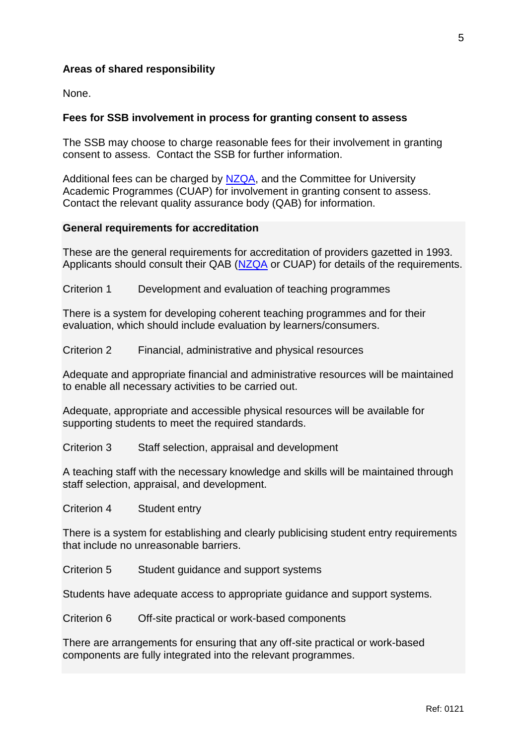**Areas of shared responsibility**

None.

**Fees for SSB involvement in process for granting consent to assess**

The SSB may choose to charge reasonable fees for their involvement in granting consent to assess. Contact the SSB for further information.

Additional fees can be charged by NZQA, and the Committee for University Academic Programmes (CUAP) for involvement in granting consent to assess. Contact the relevant quality assurance body (QAB) for information.

**General requirements for accreditation**

These are the general requirements for accreditation of providers gazetted in 1993. Applicants should consult their QAB (NZQA or CUAP) for details of the requirements.

Criterion 1 Development and evaluation of teaching programmes

There is a system for developing coherent teaching programmes and for their evaluation, which should include evaluation by learners/consumers.

Criterion 2 Financial, administrative and physical resources

Adequate and appropriate financial and administrative resources will be maintained to enable all necessary activities to be carried out.

Adequate, appropriate and accessible physical resources will be available for supporting students to meet the required standards.

Criterion 3 Staff selection, appraisal and development

A teaching staff with the necessary knowledge and skills will be maintained through staff selection, appraisal, and development.

Criterion 4 Student entry

There is a system for establishing and clearly publicising student entry requirements that include no unreasonable barriers.

Criterion 5 Student guidance and support systems

Students have adequate access to appropriate guidance and support systems.

Criterion 6 Off-site practical or work-based components

There are arrangements for ensuring that any off-site practical or work-based components are fully integrated into the relevant programmes.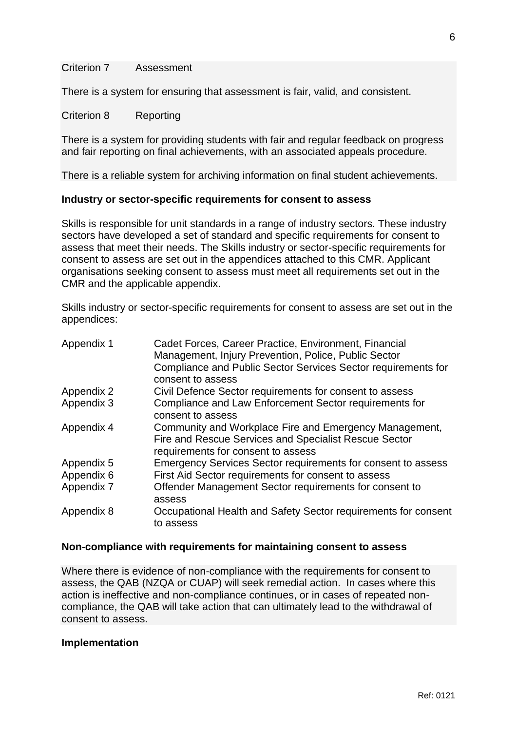Criterion 7 Assessment

There is a system for ensuring that assessment is fair, valid, and consistent.

Criterion 8 Reporting

There is a system for providing students with fair and regular feedback on progress and fair reporting on final achievements, with an associated appeals procedure.

There is a reliable system for archiving information on final student achievements.

**Industry or sector-specific requirements for consent to assess**

Skills is responsible for unit standards in a range of industry sectors. These industry sectors have developed a set of standard and specific requirements for consent to assess that meet their needs. The Skills industry or sector-specific requirements for consent to assess are set out in the appendices attached to this CMR. Applicant organisations seeking consent to assess must meet all requirements set out in the CMR and the applicable appendix.

Skills industry or sector-specific requirements for consent to assess are set out in the appendices:

| | |
|---|---|
| Appendix 1 | Cadet Forces, Career Practice, Environment, Financial Management, Injury Prevention, Police, Public Sector Compliance and Public Sector Services Sector requirements for consent to assess |
| Appendix 2 | Civil Defence Sector requirements for consent to assess |
| Appendix 3 | Compliance and Law Enforcement Sector requirements for consent to assess |
| Appendix 4 | Community and Workplace Fire and Emergency Management, Fire and Rescue Services and Specialist Rescue Sector requirements for consent to assess |
| Appendix 5 | Emergency Services Sector requirements for consent to assess |
| Appendix 6 | First Aid Sector requirements for consent to assess |
| Appendix 7 | Offender Management Sector requirements for consent to assess |
| Appendix 8 | Occupational Health and Safety Sector requirements for consent to assess |

**Non-compliance with requirements for maintaining consent to assess**

Where there is evidence of non-compliance with the requirements for consent to assess, the QAB (NZQA or CUAP) will seek remedial action. In cases where this action is ineffective and non-compliance continues, or in cases of repeated non-compliance, the QAB will take action that can ultimately lead to the withdrawal of consent to assess.

**Implementation**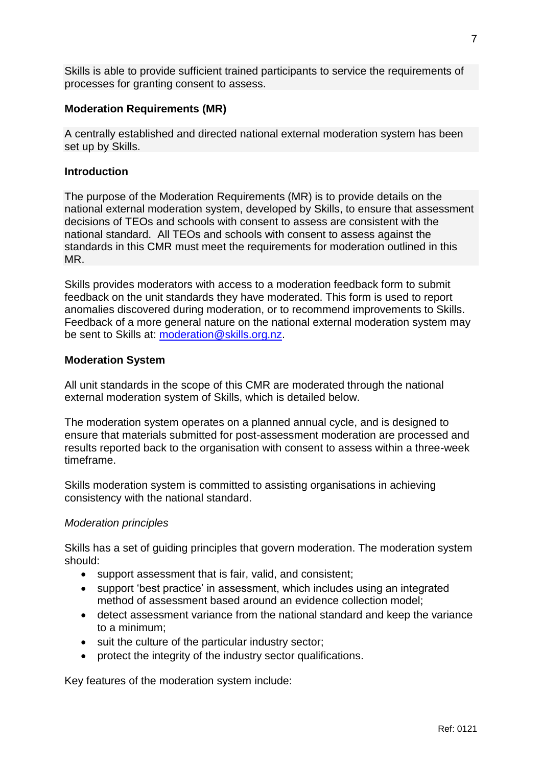Skills is able to provide sufficient trained participants to service the requirements of processes for granting consent to assess.

**Moderation Requirements (MR)**

A centrally established and directed national external moderation system has been set up by Skills.

**Introduction**

The purpose of the Moderation Requirements (MR) is to provide details on the national external moderation system, developed by Skills, to ensure that assessment decisions of TEOs and schools with consent to assess are consistent with the national standard. All TEOs and schools with consent to assess against the standards in this CMR must meet the requirements for moderation outlined in this MR.

Skills provides moderators with access to a moderation feedback form to submit feedback on the unit standards they have moderated. This form is used to report anomalies discovered during moderation, or to recommend improvements to Skills. Feedback of a more general nature on the national external moderation system may be sent to Skills at: moderation@skills.org.nz.

**Moderation System**

All unit standards in the scope of this CMR are moderated through the national external moderation system of Skills, which is detailed below.

The moderation system operates on a planned annual cycle, and is designed to ensure that materials submitted for post-assessment moderation are processed and results reported back to the organisation with consent to assess within a three-week timeframe.

Skills moderation system is committed to assisting organisations in achieving consistency with the national standard.

*Moderation principles*

Skills has a set of guiding principles that govern moderation. The moderation system should:

- support assessment that is fair, valid, and consistent;
- support 'best practice' in assessment, which includes using an integrated method of assessment based around an evidence collection model;
- detect assessment variance from the national standard and keep the variance to a minimum;
- suit the culture of the particular industry sector;
- protect the integrity of the industry sector qualifications.

Key features of the moderation system include: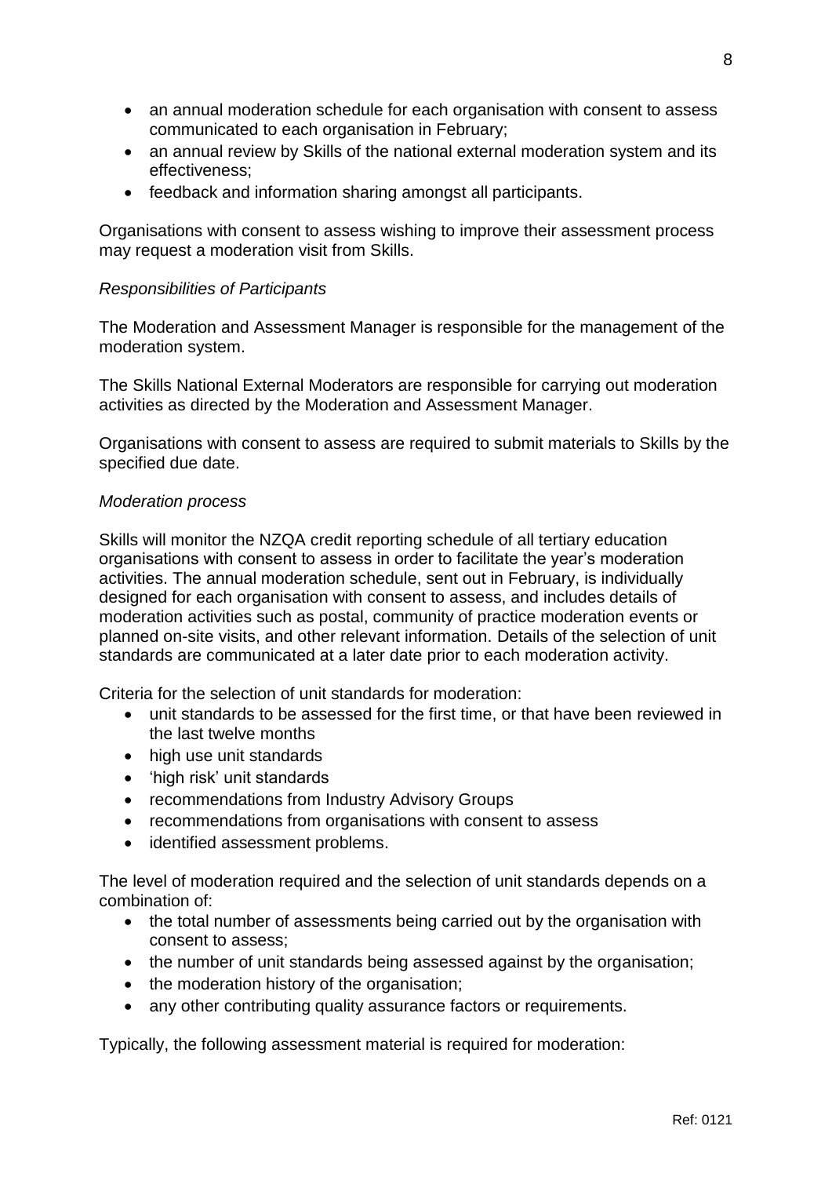- an annual moderation schedule for each organisation with consent to assess communicated to each organisation in February;
- an annual review by Skills of the national external moderation system and its effectiveness;
- feedback and information sharing amongst all participants.

Organisations with consent to assess wishing to improve their assessment process may request a moderation visit from Skills.

*Responsibilities of Participants*

The Moderation and Assessment Manager is responsible for the management of the moderation system.

The Skills National External Moderators are responsible for carrying out moderation activities as directed by the Moderation and Assessment Manager.

Organisations with consent to assess are required to submit materials to Skills by the specified due date.

*Moderation process*

Skills will monitor the NZQA credit reporting schedule of all tertiary education organisations with consent to assess in order to facilitate the year's moderation activities. The annual moderation schedule, sent out in February, is individually designed for each organisation with consent to assess, and includes details of moderation activities such as postal, community of practice moderation events or planned on-site visits, and other relevant information. Details of the selection of unit standards are communicated at a later date prior to each moderation activity.

Criteria for the selection of unit standards for moderation:

- unit standards to be assessed for the first time, or that have been reviewed in the last twelve months
- high use unit standards
- 'high risk' unit standards
- recommendations from Industry Advisory Groups
- recommendations from organisations with consent to assess
- identified assessment problems.

The level of moderation required and the selection of unit standards depends on a combination of:

- the total number of assessments being carried out by the organisation with consent to assess;
- the number of unit standards being assessed against by the organisation;
- the moderation history of the organisation;
- any other contributing quality assurance factors or requirements.

Typically, the following assessment material is required for moderation: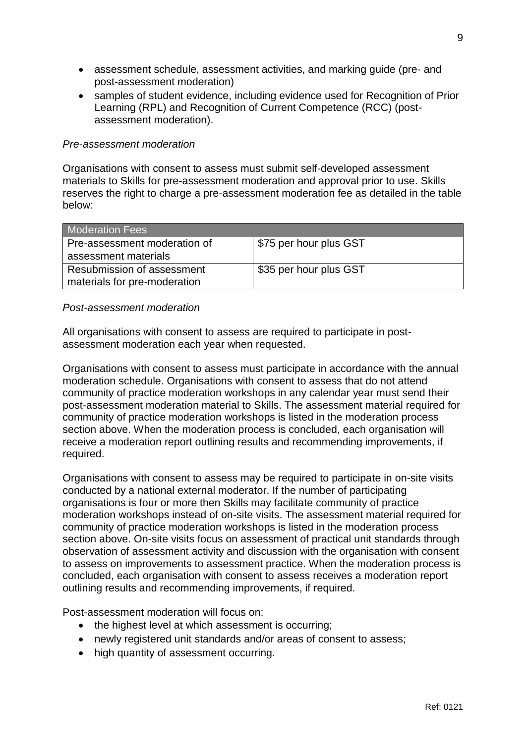- assessment schedule, assessment activities, and marking guide (pre- and post-assessment moderation)
- samples of student evidence, including evidence used for Recognition of Prior Learning (RPL) and Recognition of Current Competence (RCC) (post-assessment moderation).

*Pre-assessment moderation*

Organisations with consent to assess must submit self-developed assessment materials to Skills for pre-assessment moderation and approval prior to use. Skills reserves the right to charge a pre-assessment moderation fee as detailed in the table below:

| Moderation Fees | |
|---|---|
| Pre-assessment moderation of assessment materials | $75 per hour plus GST |
| Resubmission of assessment materials for pre-moderation | $35 per hour plus GST |

*Post-assessment moderation*

All organisations with consent to assess are required to participate in post-assessment moderation each year when requested.

Organisations with consent to assess must participate in accordance with the annual moderation schedule. Organisations with consent to assess that do not attend community of practice moderation workshops in any calendar year must send their post-assessment moderation material to Skills. The assessment material required for community of practice moderation workshops is listed in the moderation process section above. When the moderation process is concluded, each organisation will receive a moderation report outlining results and recommending improvements, if required.

Organisations with consent to assess may be required to participate in on-site visits conducted by a national external moderator. If the number of participating organisations is four or more then Skills may facilitate community of practice moderation workshops instead of on-site visits. The assessment material required for community of practice moderation workshops is listed in the moderation process section above. On-site visits focus on assessment of practical unit standards through observation of assessment activity and discussion with the organisation with consent to assess on improvements to assessment practice. When the moderation process is concluded, each organisation with consent to assess receives a moderation report outlining results and recommending improvements, if required.

Post-assessment moderation will focus on:

- the highest level at which assessment is occurring;
- newly registered unit standards and/or areas of consent to assess;
- high quantity of assessment occurring.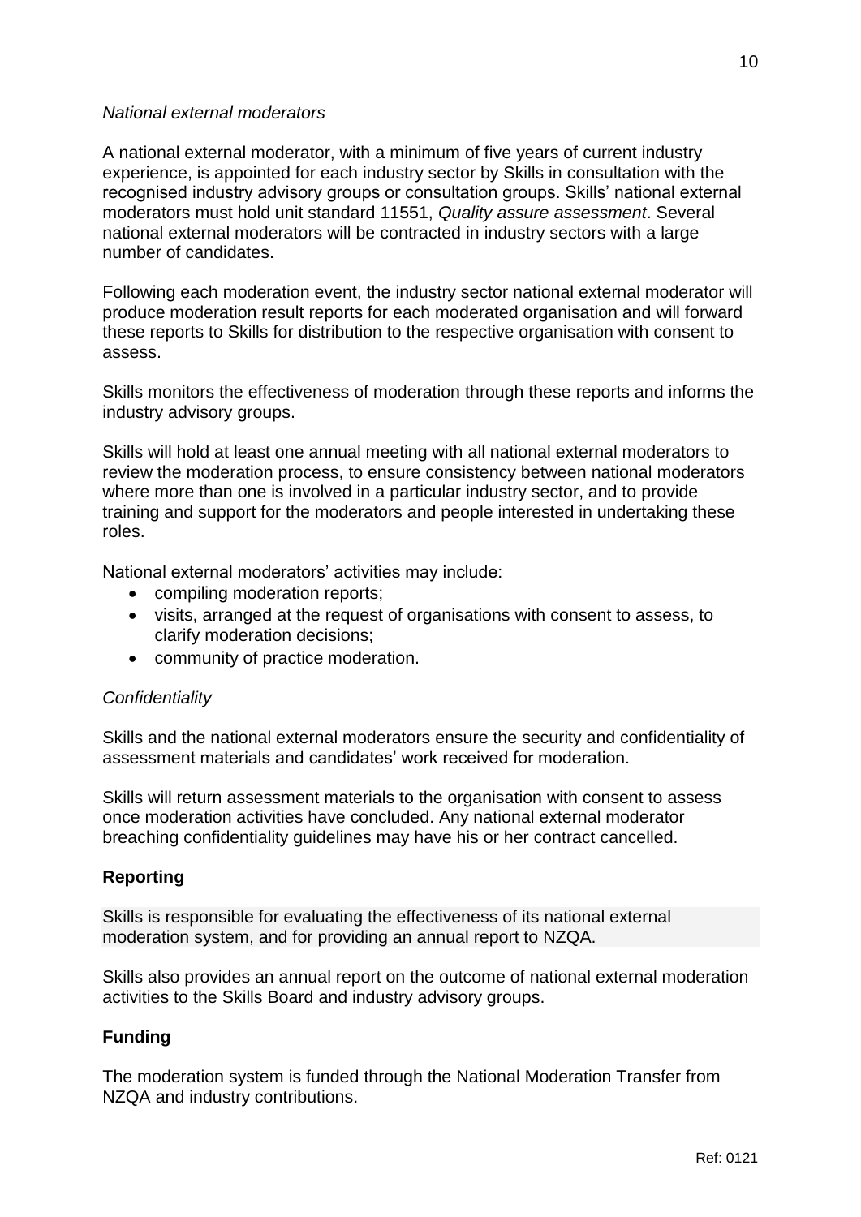*National external moderators*

A national external moderator, with a minimum of five years of current industry experience, is appointed for each industry sector by Skills in consultation with the recognised industry advisory groups or consultation groups. Skills' national external moderators must hold unit standard 11551, *Quality assure assessment*. Several national external moderators will be contracted in industry sectors with a large number of candidates.

Following each moderation event, the industry sector national external moderator will produce moderation result reports for each moderated organisation and will forward these reports to Skills for distribution to the respective organisation with consent to assess.

Skills monitors the effectiveness of moderation through these reports and informs the industry advisory groups.

Skills will hold at least one annual meeting with all national external moderators to review the moderation process, to ensure consistency between national moderators where more than one is involved in a particular industry sector, and to provide training and support for the moderators and people interested in undertaking these roles.

National external moderators' activities may include:

- compiling moderation reports;
- visits, arranged at the request of organisations with consent to assess, to clarify moderation decisions;
- community of practice moderation.

*Confidentiality*

Skills and the national external moderators ensure the security and confidentiality of assessment materials and candidates' work received for moderation.

Skills will return assessment materials to the organisation with consent to assess once moderation activities have concluded. Any national external moderator breaching confidentiality guidelines may have his or her contract cancelled.

**Reporting**

Skills is responsible for evaluating the effectiveness of its national external moderation system, and for providing an annual report to NZQA.

Skills also provides an annual report on the outcome of national external moderation activities to the Skills Board and industry advisory groups.

**Funding**

The moderation system is funded through the National Moderation Transfer from NZQA and industry contributions.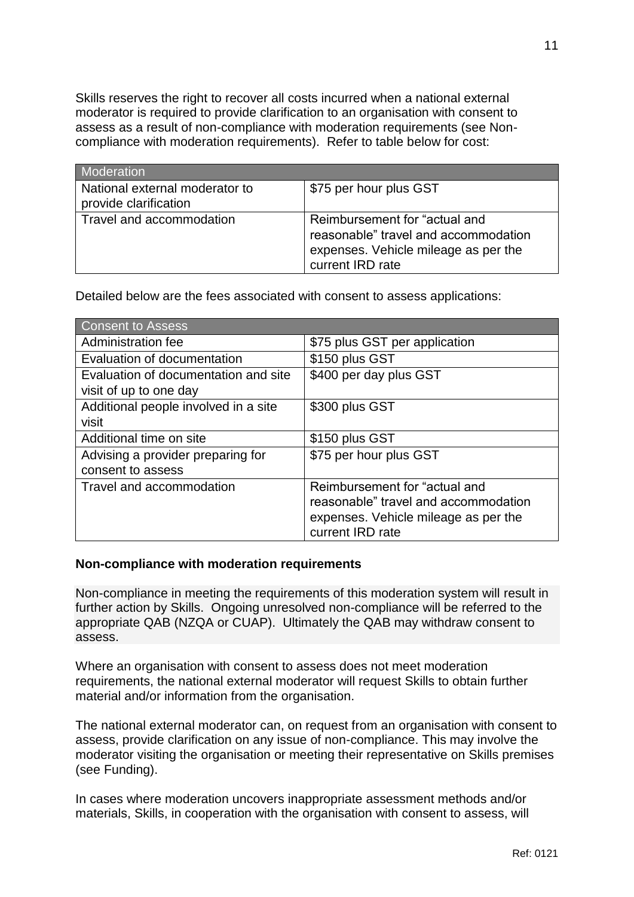Skills reserves the right to recover all costs incurred when a national external moderator is required to provide clarification to an organisation with consent to assess as a result of non-compliance with moderation requirements (see Non-compliance with moderation requirements). Refer to table below for cost:

| Moderation | |
|---|---|
| National external moderator to provide clarification | $75 per hour plus GST |
| Travel and accommodation | Reimbursement for "actual and reasonable" travel and accommodation expenses. Vehicle mileage as per the current IRD rate |

Detailed below are the fees associated with consent to assess applications:

| Consent to Assess | |
|---|---|
| Administration fee | $75 plus GST per application |
| Evaluation of documentation | $150 plus GST |
| Evaluation of documentation and site visit of up to one day | $400 per day plus GST |
| Additional people involved in a site visit | $300 plus GST |
| Additional time on site | $150 plus GST |
| Advising a provider preparing for consent to assess | $75 per hour plus GST |
| Travel and accommodation | Reimbursement for "actual and reasonable" travel and accommodation expenses. Vehicle mileage as per the current IRD rate |

**Non-compliance with moderation requirements**

Non-compliance in meeting the requirements of this moderation system will result in further action by Skills. Ongoing unresolved non-compliance will be referred to the appropriate QAB (NZQA or CUAP). Ultimately the QAB may withdraw consent to assess.

Where an organisation with consent to assess does not meet moderation requirements, the national external moderator will request Skills to obtain further material and/or information from the organisation.

The national external moderator can, on request from an organisation with consent to assess, provide clarification on any issue of non-compliance. This may involve the moderator visiting the organisation or meeting their representative on Skills premises (see Funding).

In cases where moderation uncovers inappropriate assessment methods and/or materials, Skills, in cooperation with the organisation with consent to assess, will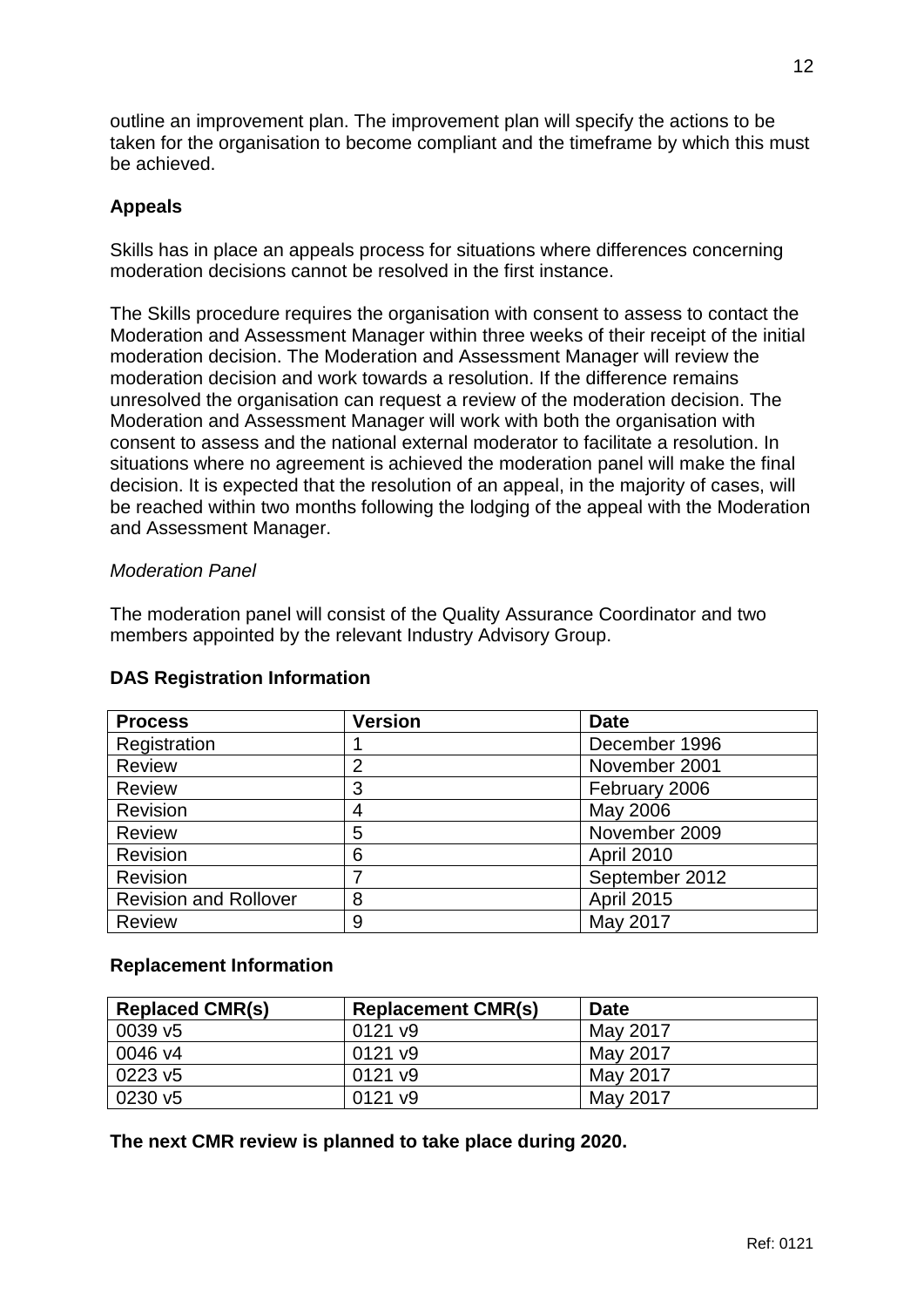outline an improvement plan. The improvement plan will specify the actions to be taken for the organisation to become compliant and the timeframe by which this must be achieved.

**Appeals**

Skills has in place an appeals process for situations where differences concerning moderation decisions cannot be resolved in the first instance.

The Skills procedure requires the organisation with consent to assess to contact the Moderation and Assessment Manager within three weeks of their receipt of the initial moderation decision. The Moderation and Assessment Manager will review the moderation decision and work towards a resolution. If the difference remains unresolved the organisation can request a review of the moderation decision. The Moderation and Assessment Manager will work with both the organisation with consent to assess and the national external moderator to facilitate a resolution. In situations where no agreement is achieved the moderation panel will make the final decision. It is expected that the resolution of an appeal, in the majority of cases, will be reached within two months following the lodging of the appeal with the Moderation and Assessment Manager.

*Moderation Panel*

The moderation panel will consist of the Quality Assurance Coordinator and two members appointed by the relevant Industry Advisory Group.

**DAS Registration Information**

| Process | Version | Date |
|---|---|---|
| Registration | 1 | December 1996 |
| Review | 2 | November 2001 |
| Review | 3 | February 2006 |
| Revision | 4 | May 2006 |
| Review | 5 | November 2009 |
| Revision | 6 | April 2010 |
| Revision | 7 | September 2012 |
| Revision and Rollover | 8 | April 2015 |
| Review | 9 | May 2017 |

**Replacement Information**

| Replaced CMR(s) | Replacement CMR(s) | Date |
|---|---|---|
| 0039 v5 | 0121 v9 | May 2017 |
| 0046 v4 | 0121 v9 | May 2017 |
| 0223 v5 | 0121 v9 | May 2017 |
| 0230 v5 | 0121 v9 | May 2017 |

**The next CMR review is planned to take place during 2020.**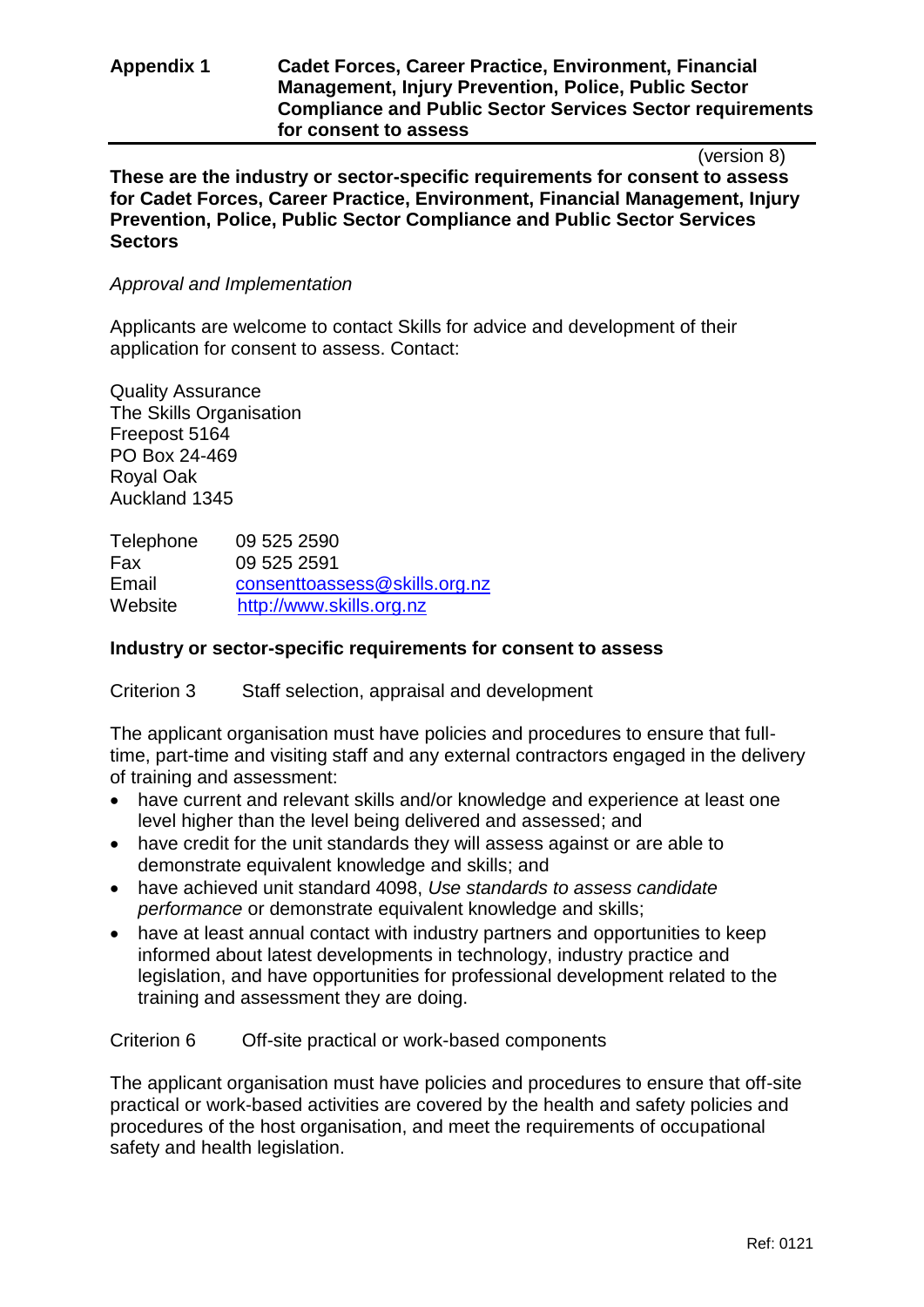**Appendix 1 Cadet Forces, Career Practice, Environment, Financial Management, Injury Prevention, Police, Public Sector Compliance and Public Sector Services Sector requirements for consent to assess**

(version 8)

**These are the industry or sector-specific requirements for consent to assess for Cadet Forces, Career Practice, Environment, Financial Management, Injury Prevention, Police, Public Sector Compliance and Public Sector Services Sectors**

*Approval and Implementation*

Applicants are welcome to contact Skills for advice and development of their application for consent to assess. Contact:

Quality Assurance
The Skills Organisation
Freepost 5164
PO Box 24-469
Royal Oak
Auckland 1345

| | |
|---|---|
| Telephone | 09 525 2590 |
| Fax | 09 525 2591 |
| Email | consenttoassess@skills.org.nz |
| Website | http://www.skills.org.nz |

**Industry or sector-specific requirements for consent to assess**

Criterion 3 Staff selection, appraisal and development

The applicant organisation must have policies and procedures to ensure that full-time, part-time and visiting staff and any external contractors engaged in the delivery of training and assessment:

- have current and relevant skills and/or knowledge and experience at least one level higher than the level being delivered and assessed; and
- have credit for the unit standards they will assess against or are able to demonstrate equivalent knowledge and skills; and
- have achieved unit standard 4098, *Use standards to assess candidate performance* or demonstrate equivalent knowledge and skills;
- have at least annual contact with industry partners and opportunities to keep informed about latest developments in technology, industry practice and legislation, and have opportunities for professional development related to the training and assessment they are doing.

Criterion 6 Off-site practical or work-based components

The applicant organisation must have policies and procedures to ensure that off-site practical or work-based activities are covered by the health and safety policies and procedures of the host organisation, and meet the requirements of occupational safety and health legislation.

Ref: 0121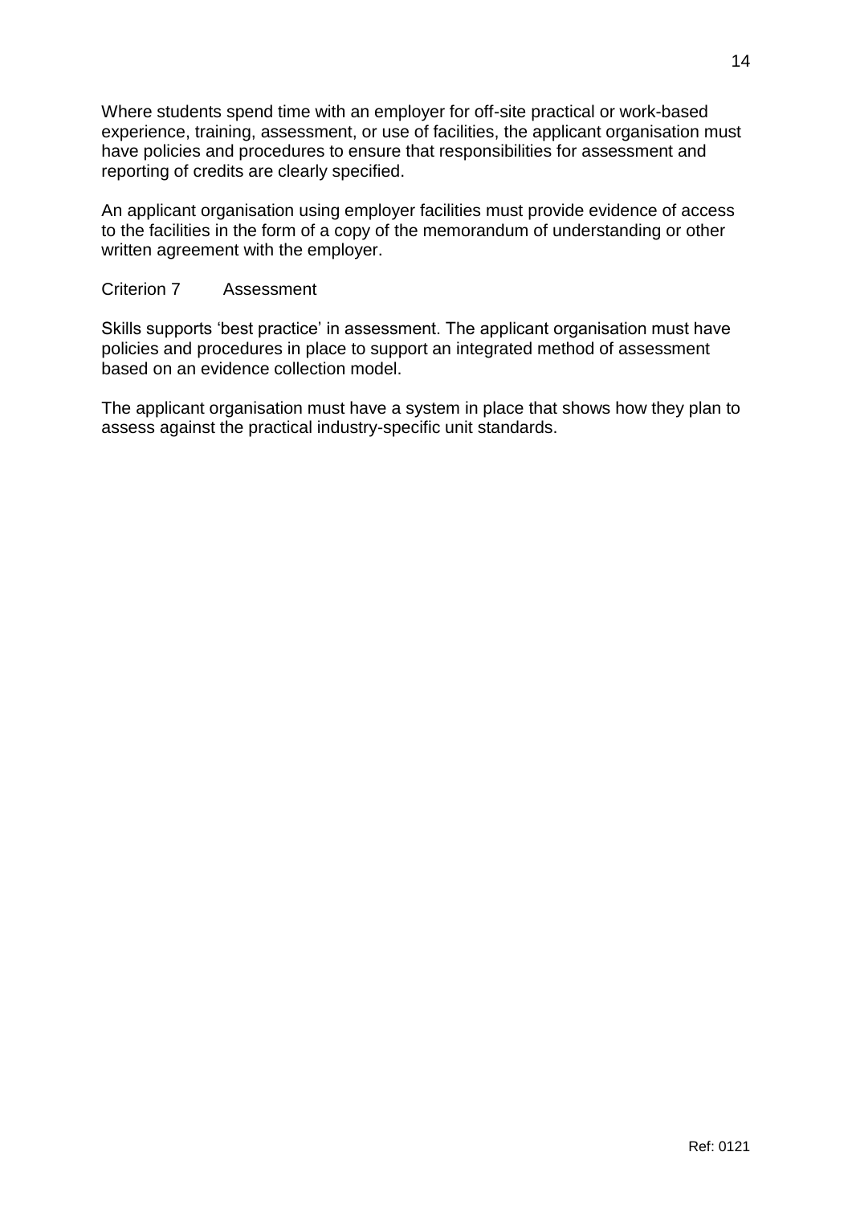Where students spend time with an employer for off-site practical or work-based experience, training, assessment, or use of facilities, the applicant organisation must have policies and procedures to ensure that responsibilities for assessment and reporting of credits are clearly specified.

An applicant organisation using employer facilities must provide evidence of access to the facilities in the form of a copy of the memorandum of understanding or other written agreement with the employer.

Criterion 7 Assessment

Skills supports 'best practice' in assessment. The applicant organisation must have policies and procedures in place to support an integrated method of assessment based on an evidence collection model.

The applicant organisation must have a system in place that shows how they plan to assess against the practical industry-specific unit standards.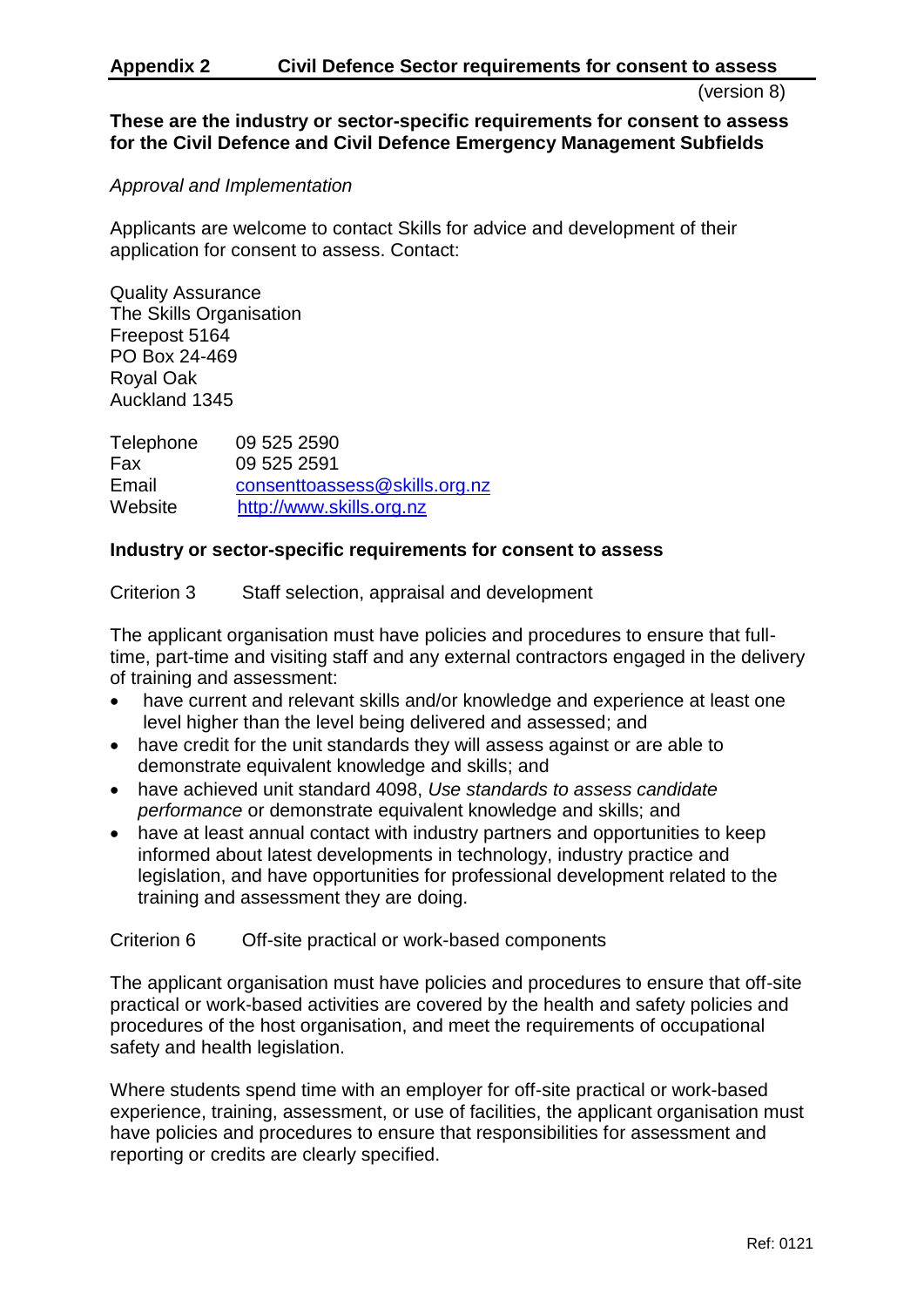## Appendix 2 Civil Defence Sector requirements for consent to assess

(version 8)

**These are the industry or sector-specific requirements for consent to assess for the Civil Defence and Civil Defence Emergency Management Subfields**

*Approval and Implementation*

Applicants are welcome to contact Skills for advice and development of their application for consent to assess. Contact:

Quality Assurance
The Skills Organisation
Freepost 5164
PO Box 24-469
Royal Oak
Auckland 1345

| | |
|---|---|
| Telephone | 09 525 2590 |
| Fax | 09 525 2591 |
| Email | consenttoassess@skills.org.nz |
| Website | http://www.skills.org.nz |

**Industry or sector-specific requirements for consent to assess**

Criterion 3 Staff selection, appraisal and development

The applicant organisation must have policies and procedures to ensure that full-time, part-time and visiting staff and any external contractors engaged in the delivery of training and assessment:

- have current and relevant skills and/or knowledge and experience at least one level higher than the level being delivered and assessed; and
- have credit for the unit standards they will assess against or are able to demonstrate equivalent knowledge and skills; and
- have achieved unit standard 4098, *Use standards to assess candidate performance* or demonstrate equivalent knowledge and skills; and
- have at least annual contact with industry partners and opportunities to keep informed about latest developments in technology, industry practice and legislation, and have opportunities for professional development related to the training and assessment they are doing.

Criterion 6 Off-site practical or work-based components

The applicant organisation must have policies and procedures to ensure that off-site practical or work-based activities are covered by the health and safety policies and procedures of the host organisation, and meet the requirements of occupational safety and health legislation.

Where students spend time with an employer for off-site practical or work-based experience, training, assessment, or use of facilities, the applicant organisation must have policies and procedures to ensure that responsibilities for assessment and reporting or credits are clearly specified.

Ref: 0121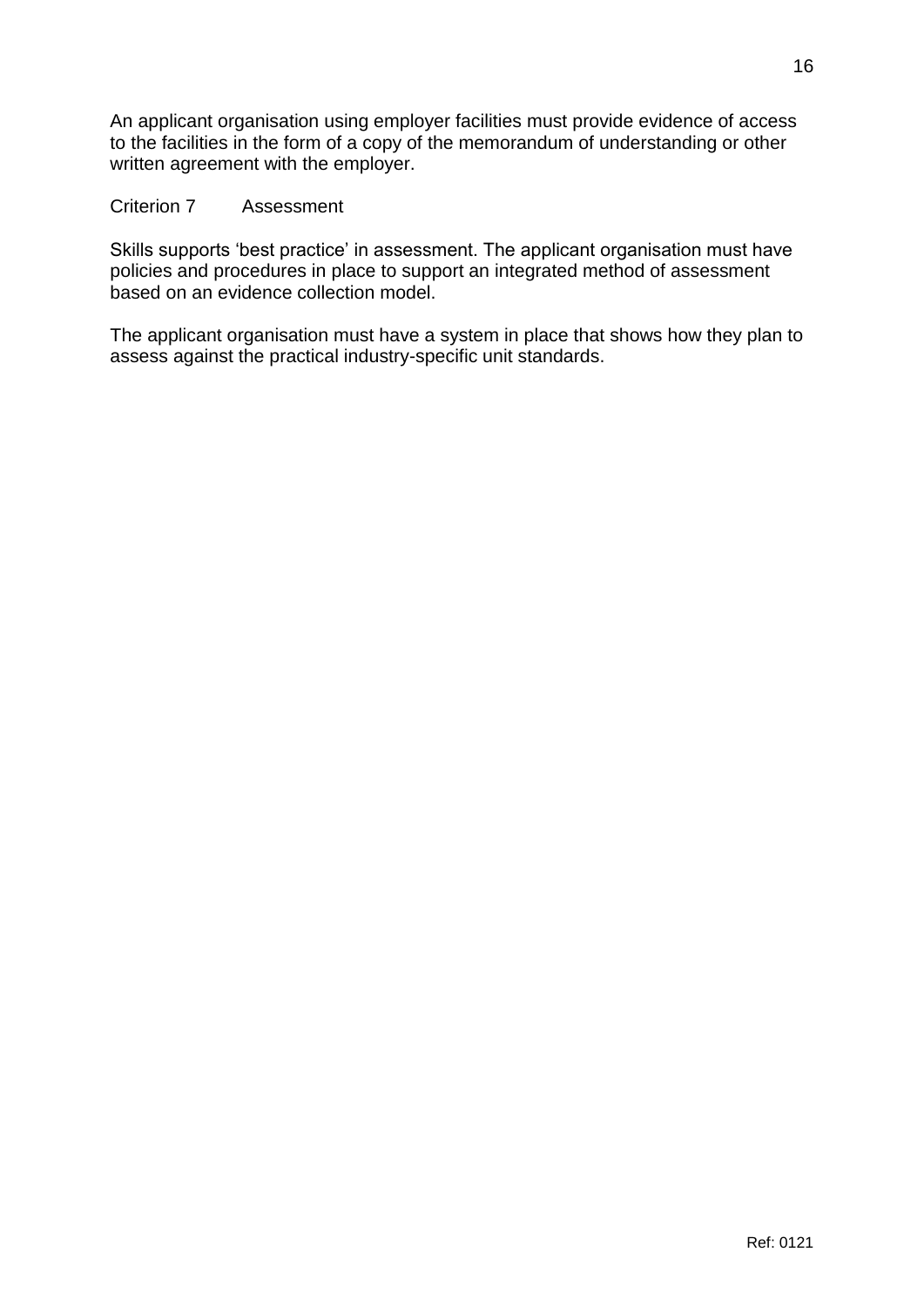An applicant organisation using employer facilities must provide evidence of access to the facilities in the form of a copy of the memorandum of understanding or other written agreement with the employer.

Criterion 7 Assessment

Skills supports 'best practice' in assessment. The applicant organisation must have policies and procedures in place to support an integrated method of assessment based on an evidence collection model.

The applicant organisation must have a system in place that shows how they plan to assess against the practical industry-specific unit standards.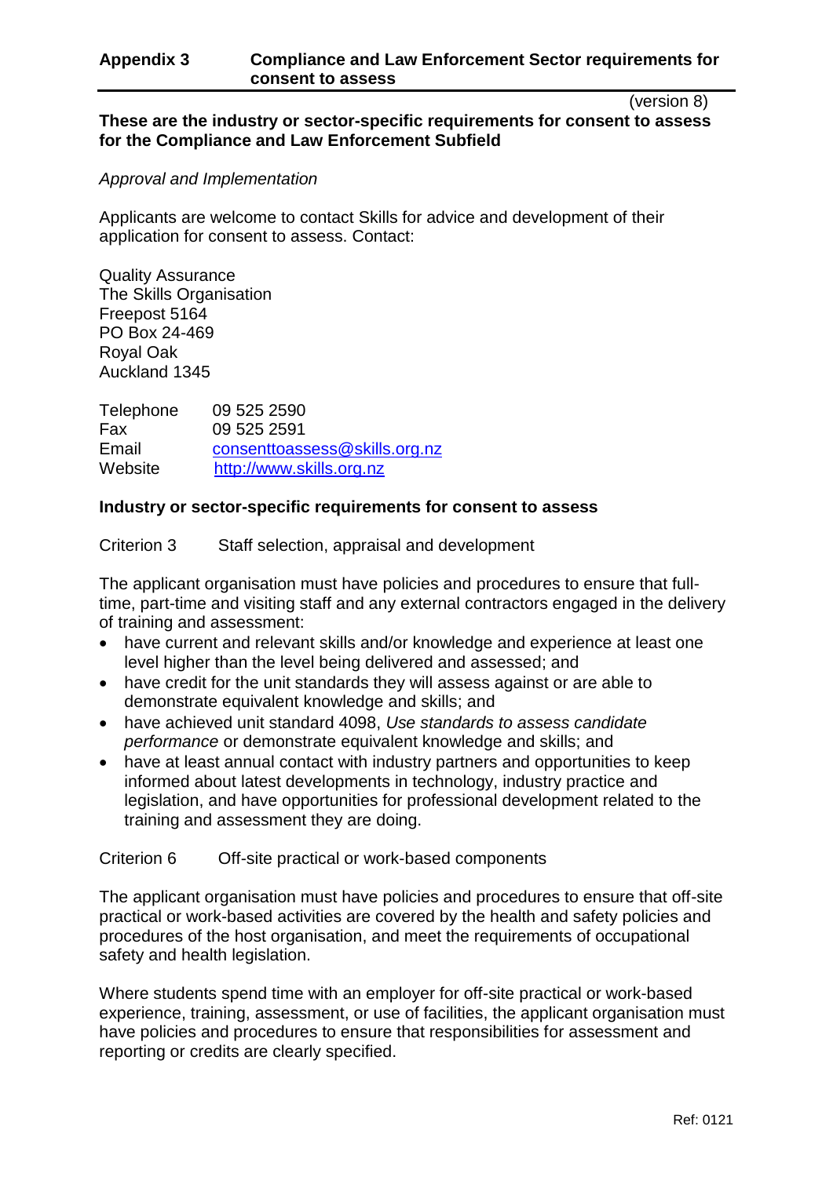## Appendix 3 Compliance and Law Enforcement Sector requirements for consent to assess

(version 8)

**These are the industry or sector-specific requirements for consent to assess for the Compliance and Law Enforcement Subfield**

*Approval and Implementation*

Applicants are welcome to contact Skills for advice and development of their application for consent to assess. Contact:

Quality Assurance
The Skills Organisation
Freepost 5164
PO Box 24-469
Royal Oak
Auckland 1345

| | |
|---|---|
| Telephone | 09 525 2590 |
| Fax | 09 525 2591 |
| Email | consenttoassess@skills.org.nz |
| Website | http://www.skills.org.nz |

**Industry or sector-specific requirements for consent to assess**

Criterion 3 Staff selection, appraisal and development

The applicant organisation must have policies and procedures to ensure that full-time, part-time and visiting staff and any external contractors engaged in the delivery of training and assessment:

- have current and relevant skills and/or knowledge and experience at least one level higher than the level being delivered and assessed; and
- have credit for the unit standards they will assess against or are able to demonstrate equivalent knowledge and skills; and
- have achieved unit standard 4098, *Use standards to assess candidate performance* or demonstrate equivalent knowledge and skills; and
- have at least annual contact with industry partners and opportunities to keep informed about latest developments in technology, industry practice and legislation, and have opportunities for professional development related to the training and assessment they are doing.

Criterion 6 Off-site practical or work-based components

The applicant organisation must have policies and procedures to ensure that off-site practical or work-based activities are covered by the health and safety policies and procedures of the host organisation, and meet the requirements of occupational safety and health legislation.

Where students spend time with an employer for off-site practical or work-based experience, training, assessment, or use of facilities, the applicant organisation must have policies and procedures to ensure that responsibilities for assessment and reporting or credits are clearly specified.

Ref: 0121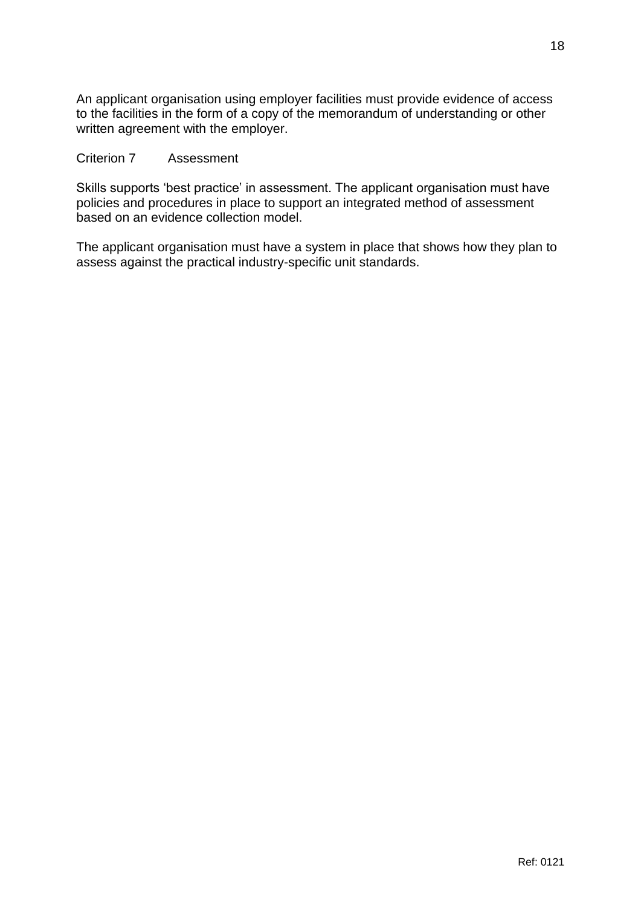An applicant organisation using employer facilities must provide evidence of access to the facilities in the form of a copy of the memorandum of understanding or other written agreement with the employer.

## Criterion 7 Assessment

Skills supports 'best practice' in assessment. The applicant organisation must have policies and procedures in place to support an integrated method of assessment based on an evidence collection model.

The applicant organisation must have a system in place that shows how they plan to assess against the practical industry-specific unit standards.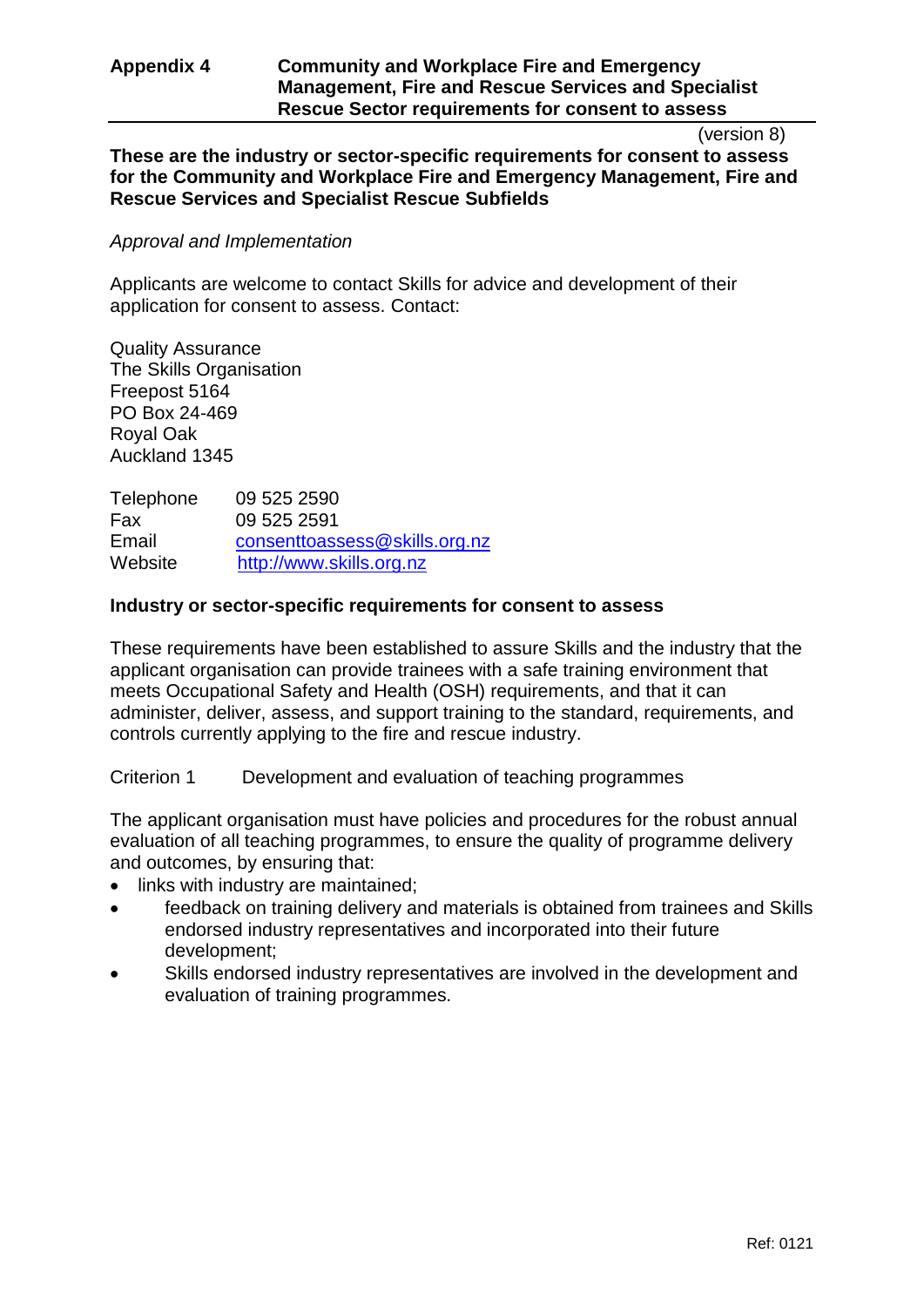**Appendix 4 Community and Workplace Fire and Emergency Management, Fire and Rescue Services and Specialist Rescue Sector requirements for consent to assess**

(version 8)

**These are the industry or sector-specific requirements for consent to assess for the Community and Workplace Fire and Emergency Management, Fire and Rescue Services and Specialist Rescue Subfields**

*Approval and Implementation*

Applicants are welcome to contact Skills for advice and development of their application for consent to assess. Contact:

Quality Assurance
The Skills Organisation
Freepost 5164
PO Box 24-469
Royal Oak
Auckland 1345

| | |
|---|---|
| Telephone | 09 525 2590 |
| Fax | 09 525 2591 |
| Email | consenttoassess@skills.org.nz |
| Website | http://www.skills.org.nz |

**Industry or sector-specific requirements for consent to assess**

These requirements have been established to assure Skills and the industry that the applicant organisation can provide trainees with a safe training environment that meets Occupational Safety and Health (OSH) requirements, and that it can administer, deliver, assess, and support training to the standard, requirements, and controls currently applying to the fire and rescue industry.

Criterion 1 Development and evaluation of teaching programmes

The applicant organisation must have policies and procedures for the robust annual evaluation of all teaching programmes, to ensure the quality of programme delivery and outcomes, by ensuring that:

- links with industry are maintained;
- feedback on training delivery and materials is obtained from trainees and Skills endorsed industry representatives and incorporated into their future development;
- Skills endorsed industry representatives are involved in the development and evaluation of training programmes.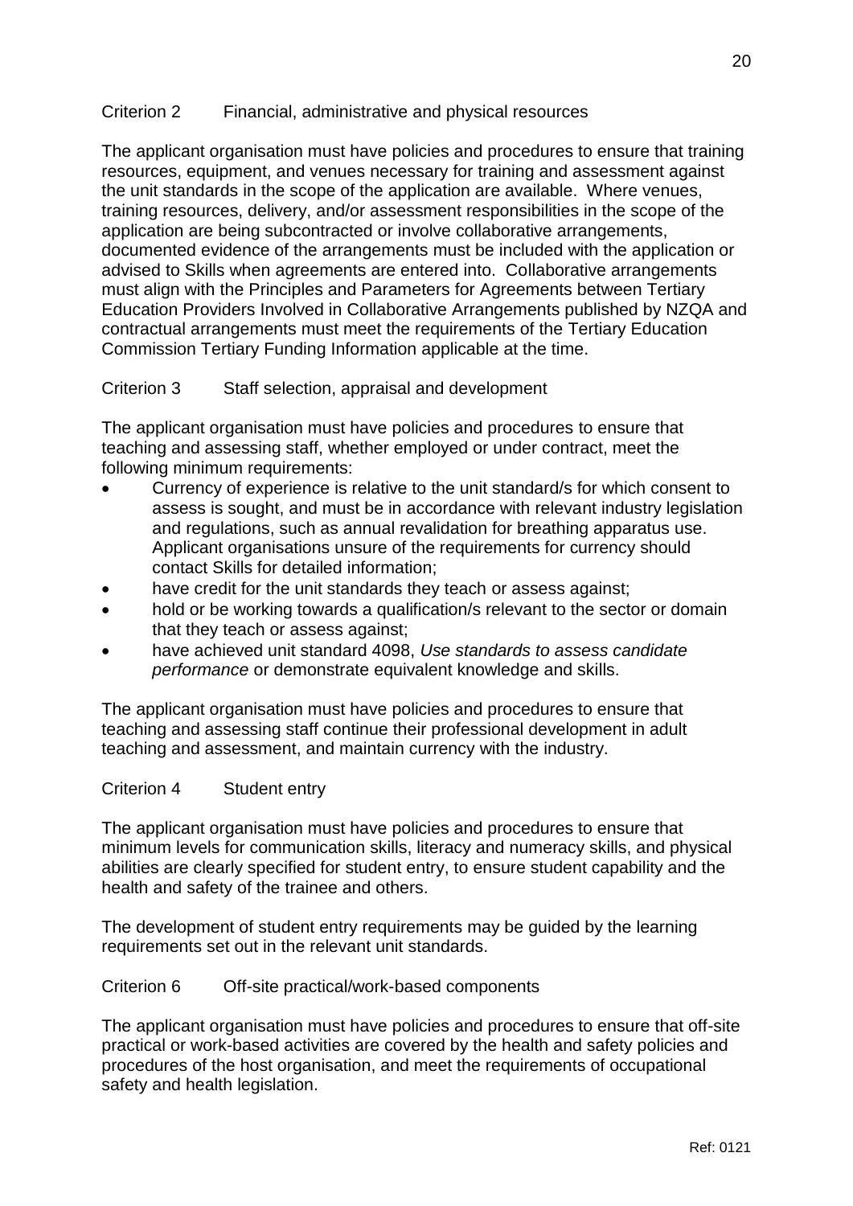Criterion 2 Financial, administrative and physical resources

The applicant organisation must have policies and procedures to ensure that training resources, equipment, and venues necessary for training and assessment against the unit standards in the scope of the application are available. Where venues, training resources, delivery, and/or assessment responsibilities in the scope of the application are being subcontracted or involve collaborative arrangements, documented evidence of the arrangements must be included with the application or advised to Skills when agreements are entered into. Collaborative arrangements must align with the Principles and Parameters for Agreements between Tertiary Education Providers Involved in Collaborative Arrangements published by NZQA and contractual arrangements must meet the requirements of the Tertiary Education Commission Tertiary Funding Information applicable at the time.

Criterion 3 Staff selection, appraisal and development

The applicant organisation must have policies and procedures to ensure that teaching and assessing staff, whether employed or under contract, meet the following minimum requirements:

- Currency of experience is relative to the unit standard/s for which consent to assess is sought, and must be in accordance with relevant industry legislation and regulations, such as annual revalidation for breathing apparatus use. Applicant organisations unsure of the requirements for currency should contact Skills for detailed information;
- have credit for the unit standards they teach or assess against;
- hold or be working towards a qualification/s relevant to the sector or domain that they teach or assess against;
- have achieved unit standard 4098, *Use standards to assess candidate performance* or demonstrate equivalent knowledge and skills.

The applicant organisation must have policies and procedures to ensure that teaching and assessing staff continue their professional development in adult teaching and assessment, and maintain currency with the industry.

Criterion 4 Student entry

The applicant organisation must have policies and procedures to ensure that minimum levels for communication skills, literacy and numeracy skills, and physical abilities are clearly specified for student entry, to ensure student capability and the health and safety of the trainee and others.

The development of student entry requirements may be guided by the learning requirements set out in the relevant unit standards.

Criterion 6 Off-site practical/work-based components

The applicant organisation must have policies and procedures to ensure that off-site practical or work-based activities are covered by the health and safety policies and procedures of the host organisation, and meet the requirements of occupational safety and health legislation.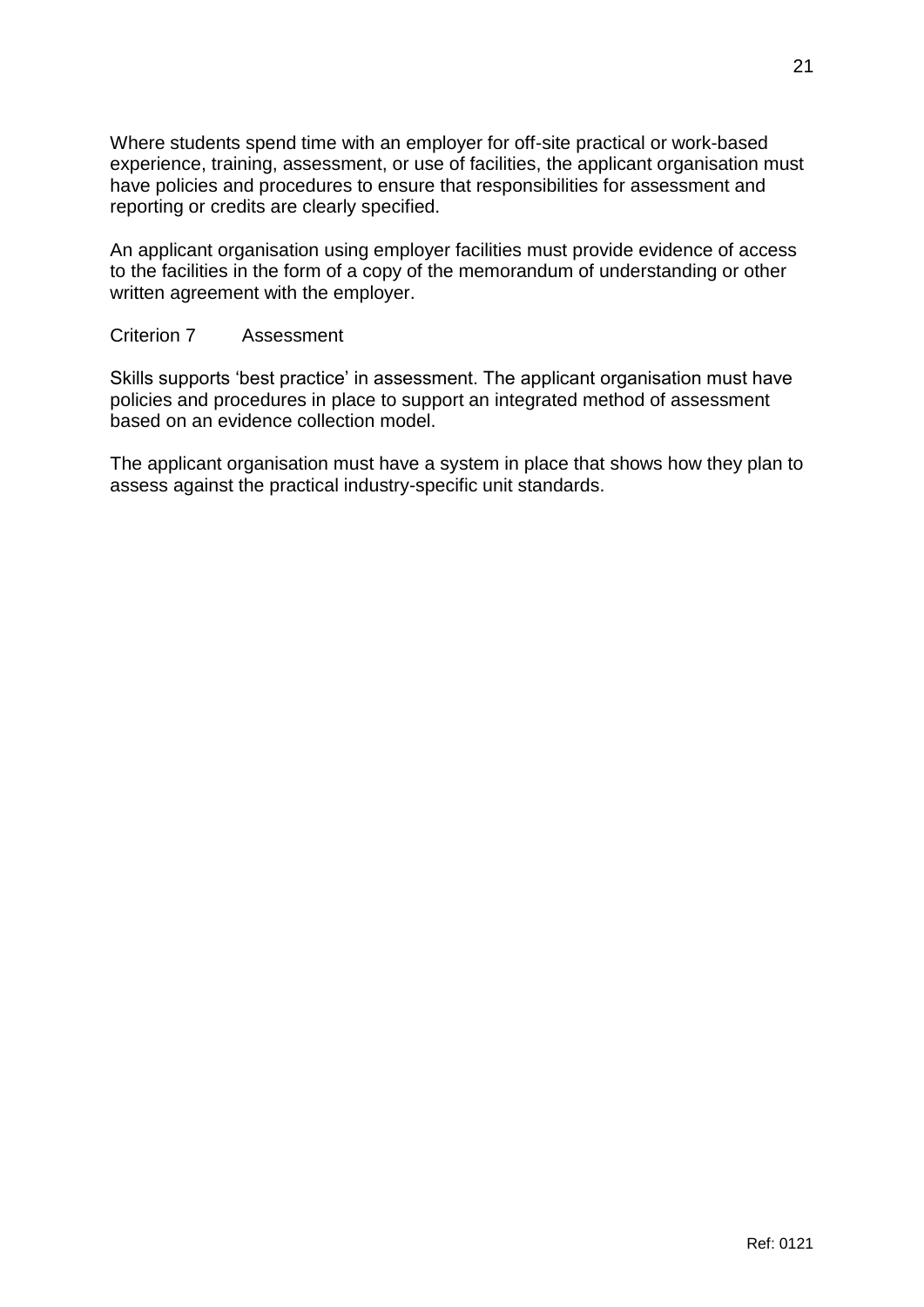Where students spend time with an employer for off-site practical or work-based experience, training, assessment, or use of facilities, the applicant organisation must have policies and procedures to ensure that responsibilities for assessment and reporting or credits are clearly specified.

An applicant organisation using employer facilities must provide evidence of access to the facilities in the form of a copy of the memorandum of understanding or other written agreement with the employer.

### Criterion 7 Assessment

Skills supports 'best practice' in assessment. The applicant organisation must have policies and procedures in place to support an integrated method of assessment based on an evidence collection model.

The applicant organisation must have a system in place that shows how they plan to assess against the practical industry-specific unit standards.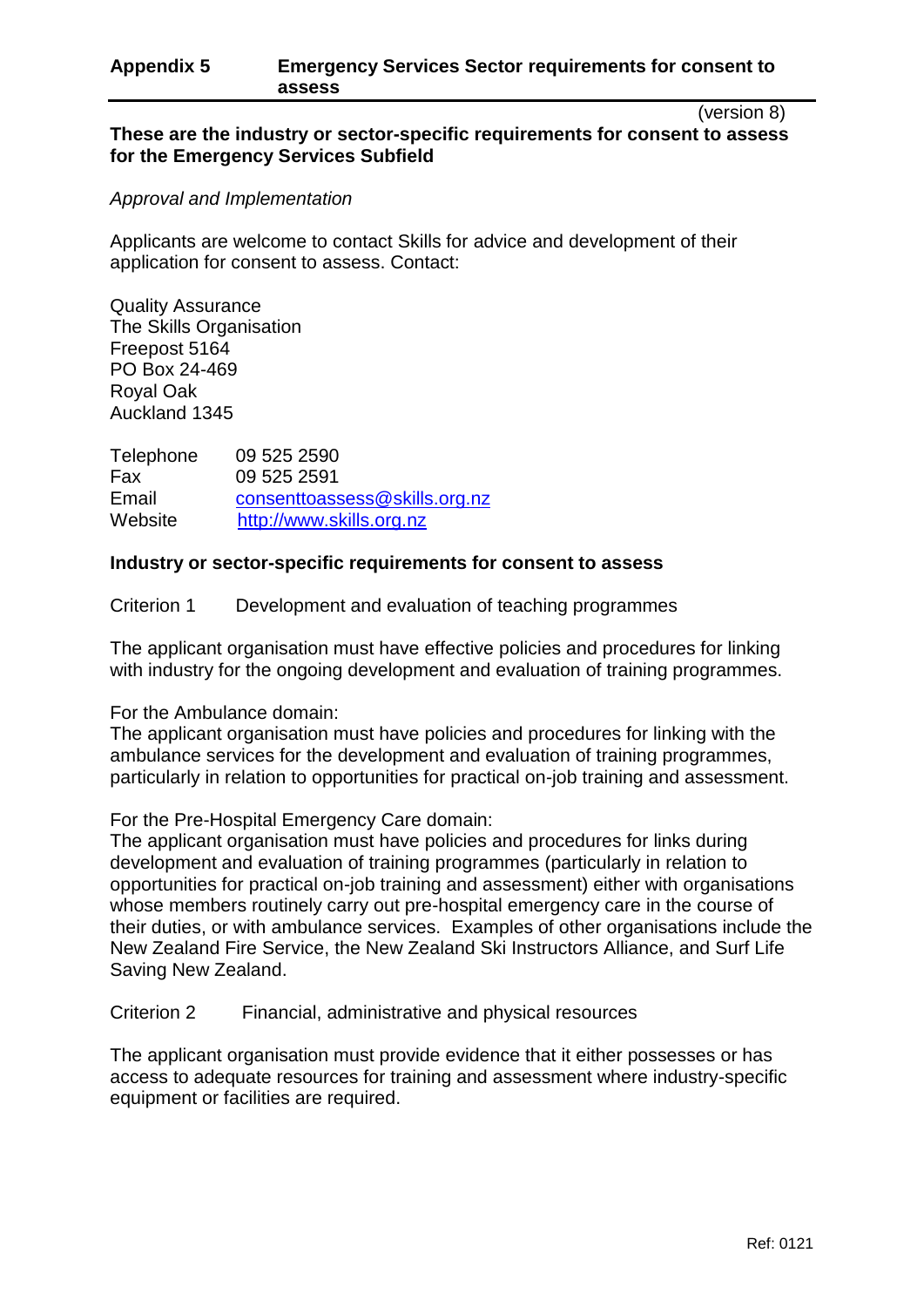## Appendix 5 Emergency Services Sector requirements for consent to assess

(version 8)

**These are the industry or sector-specific requirements for consent to assess for the Emergency Services Subfield**

*Approval and Implementation*

Applicants are welcome to contact Skills for advice and development of their application for consent to assess. Contact:

Quality Assurance
The Skills Organisation
Freepost 5164
PO Box 24-469
Royal Oak
Auckland 1345

| | |
|---|---|
| Telephone | 09 525 2590 |
| Fax | 09 525 2591 |
| Email | consenttoassess@skills.org.nz |
| Website | http://www.skills.org.nz |

**Industry or sector-specific requirements for consent to assess**

Criterion 1 Development and evaluation of teaching programmes

The applicant organisation must have effective policies and procedures for linking with industry for the ongoing development and evaluation of training programmes.

For the Ambulance domain:
The applicant organisation must have policies and procedures for linking with the ambulance services for the development and evaluation of training programmes, particularly in relation to opportunities for practical on-job training and assessment.

For the Pre-Hospital Emergency Care domain:
The applicant organisation must have policies and procedures for links during development and evaluation of training programmes (particularly in relation to opportunities for practical on-job training and assessment) either with organisations whose members routinely carry out pre-hospital emergency care in the course of their duties, or with ambulance services. Examples of other organisations include the New Zealand Fire Service, the New Zealand Ski Instructors Alliance, and Surf Life Saving New Zealand.

Criterion 2 Financial, administrative and physical resources

The applicant organisation must provide evidence that it either possesses or has access to adequate resources for training and assessment where industry-specific equipment or facilities are required.

Ref: 0121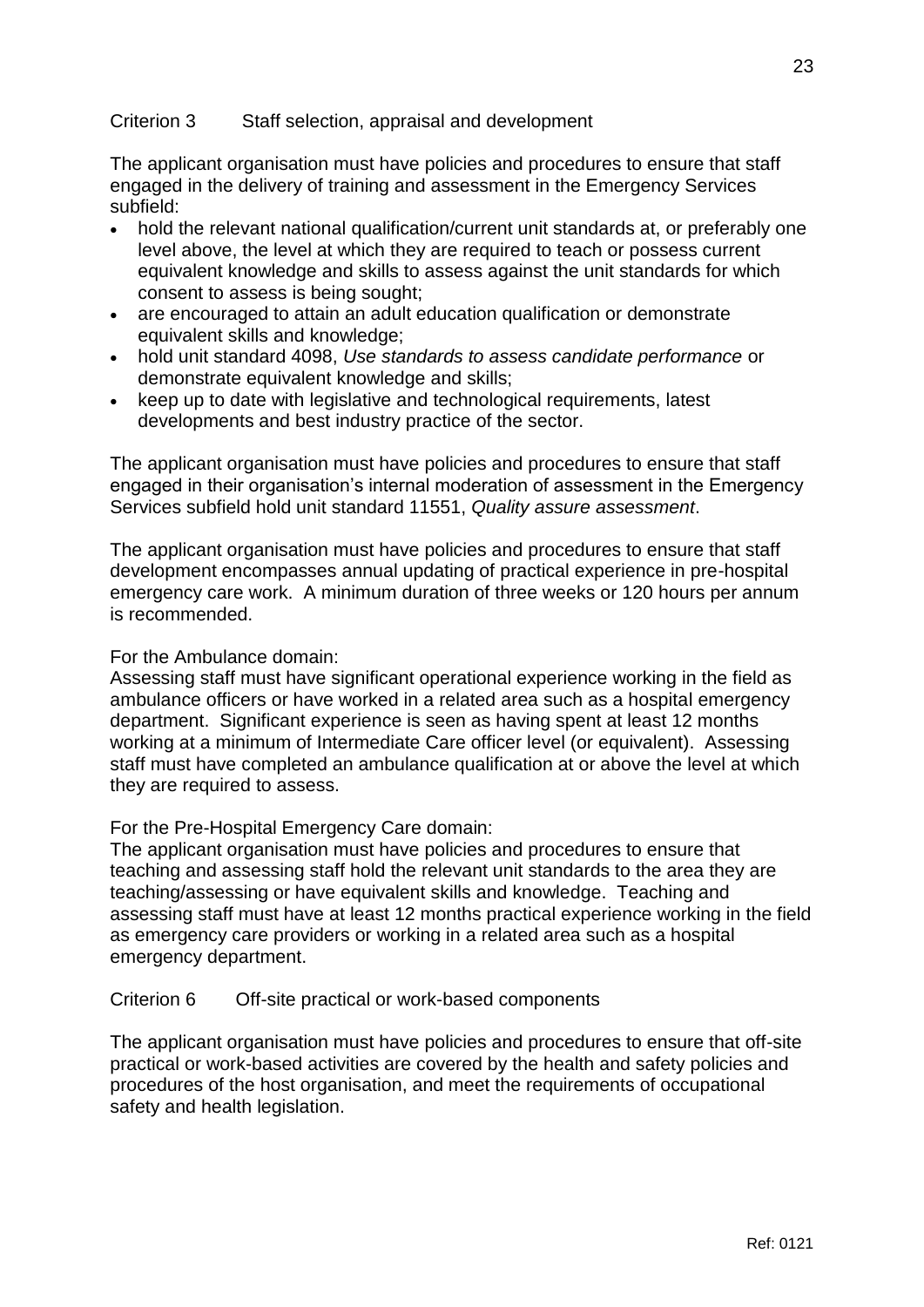Criterion 3 Staff selection, appraisal and development

The applicant organisation must have policies and procedures to ensure that staff engaged in the delivery of training and assessment in the Emergency Services subfield:

- hold the relevant national qualification/current unit standards at, or preferably one level above, the level at which they are required to teach or possess current equivalent knowledge and skills to assess against the unit standards for which consent to assess is being sought;
- are encouraged to attain an adult education qualification or demonstrate equivalent skills and knowledge;
- hold unit standard 4098, *Use standards to assess candidate performance* or demonstrate equivalent knowledge and skills;
- keep up to date with legislative and technological requirements, latest developments and best industry practice of the sector.

The applicant organisation must have policies and procedures to ensure that staff engaged in their organisation's internal moderation of assessment in the Emergency Services subfield hold unit standard 11551, *Quality assure assessment*.

The applicant organisation must have policies and procedures to ensure that staff development encompasses annual updating of practical experience in pre-hospital emergency care work. A minimum duration of three weeks or 120 hours per annum is recommended.

For the Ambulance domain:
Assessing staff must have significant operational experience working in the field as ambulance officers or have worked in a related area such as a hospital emergency department. Significant experience is seen as having spent at least 12 months working at a minimum of Intermediate Care officer level (or equivalent). Assessing staff must have completed an ambulance qualification at or above the level at which they are required to assess.

For the Pre-Hospital Emergency Care domain:
The applicant organisation must have policies and procedures to ensure that teaching and assessing staff hold the relevant unit standards to the area they are teaching/assessing or have equivalent skills and knowledge. Teaching and assessing staff must have at least 12 months practical experience working in the field as emergency care providers or working in a related area such as a hospital emergency department.

Criterion 6 Off-site practical or work-based components

The applicant organisation must have policies and procedures to ensure that off-site practical or work-based activities are covered by the health and safety policies and procedures of the host organisation, and meet the requirements of occupational safety and health legislation.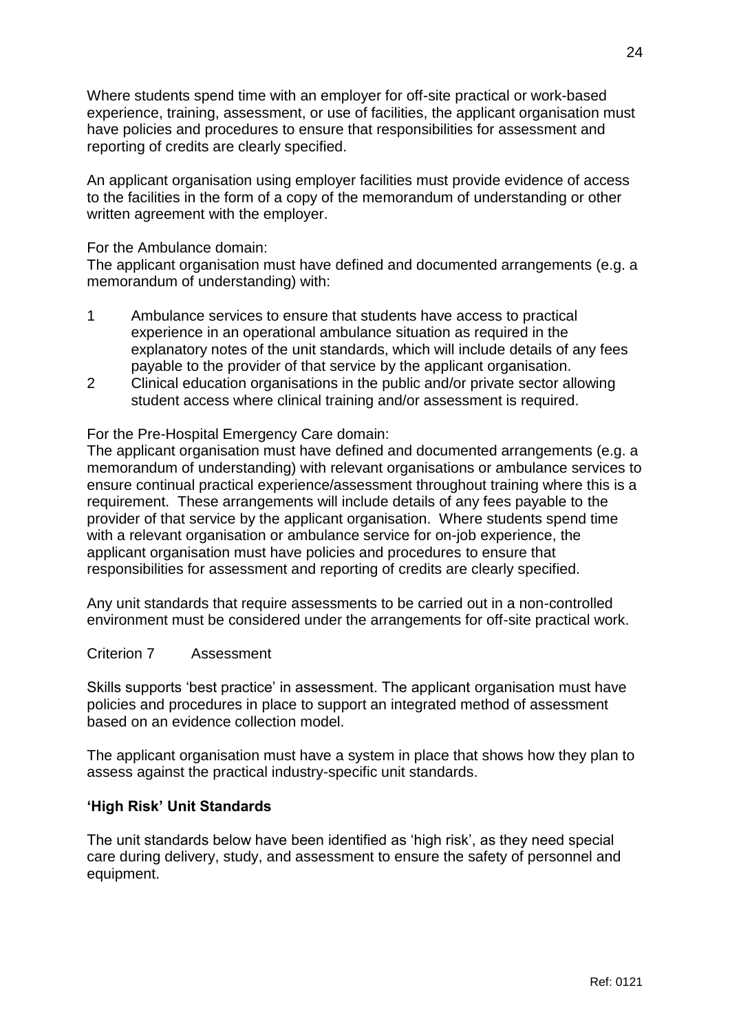Where students spend time with an employer for off-site practical or work-based experience, training, assessment, or use of facilities, the applicant organisation must have policies and procedures to ensure that responsibilities for assessment and reporting of credits are clearly specified.

An applicant organisation using employer facilities must provide evidence of access to the facilities in the form of a copy of the memorandum of understanding or other written agreement with the employer.

For the Ambulance domain:
The applicant organisation must have defined and documented arrangements (e.g. a memorandum of understanding) with:

1. Ambulance services to ensure that students have access to practical experience in an operational ambulance situation as required in the explanatory notes of the unit standards, which will include details of any fees payable to the provider of that service by the applicant organisation.
2. Clinical education organisations in the public and/or private sector allowing student access where clinical training and/or assessment is required.

For the Pre-Hospital Emergency Care domain:
The applicant organisation must have defined and documented arrangements (e.g. a memorandum of understanding) with relevant organisations or ambulance services to ensure continual practical experience/assessment throughout training where this is a requirement. These arrangements will include details of any fees payable to the provider of that service by the applicant organisation. Where students spend time with a relevant organisation or ambulance service for on-job experience, the applicant organisation must have policies and procedures to ensure that responsibilities for assessment and reporting of credits are clearly specified.

Any unit standards that require assessments to be carried out in a non-controlled environment must be considered under the arrangements for off-site practical work.

Criterion 7 Assessment

Skills supports 'best practice' in assessment. The applicant organisation must have policies and procedures in place to support an integrated method of assessment based on an evidence collection model.

The applicant organisation must have a system in place that shows how they plan to assess against the practical industry-specific unit standards.

**'High Risk' Unit Standards**

The unit standards below have been identified as 'high risk', as they need special care during delivery, study, and assessment to ensure the safety of personnel and equipment.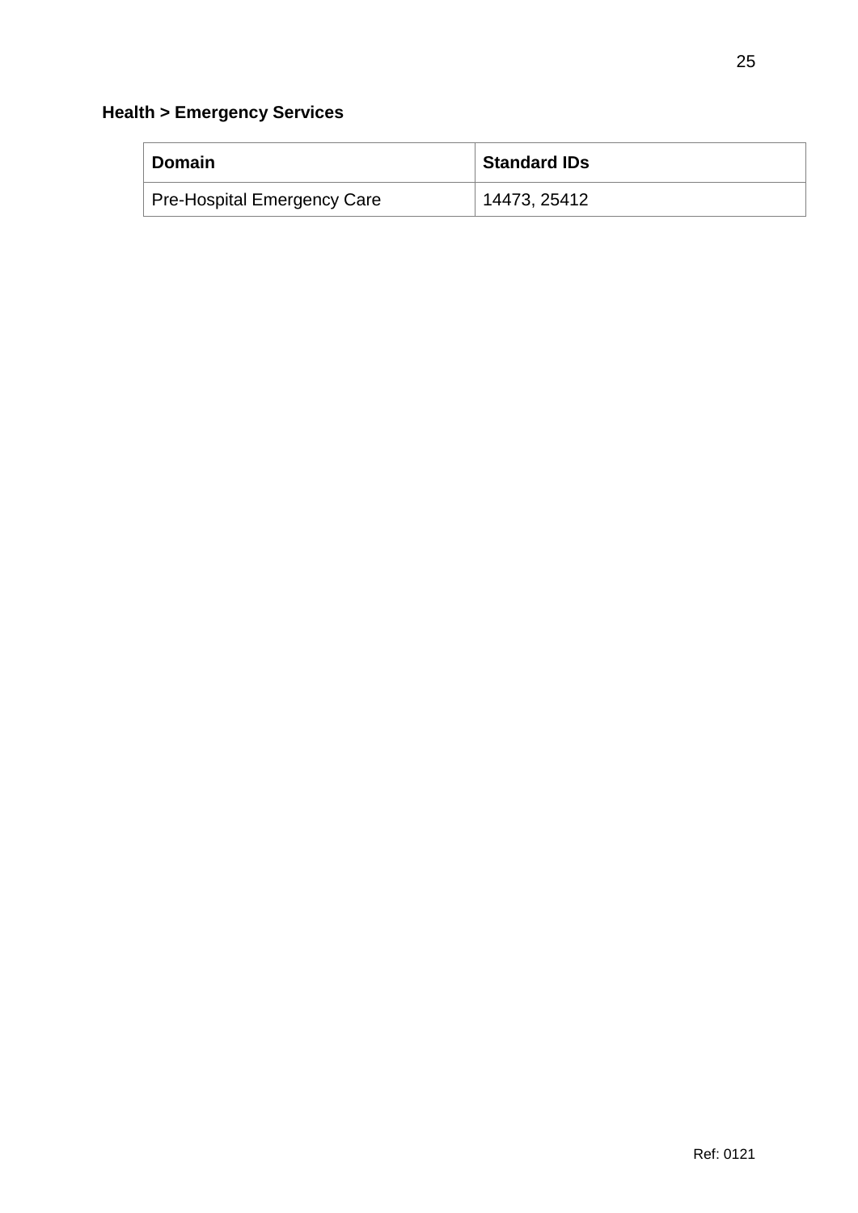**Health > Emergency Services**

| Domain | Standard IDs |
| --- | --- |
| Pre-Hospital Emergency Care | 14473, 25412 |

Ref: 0121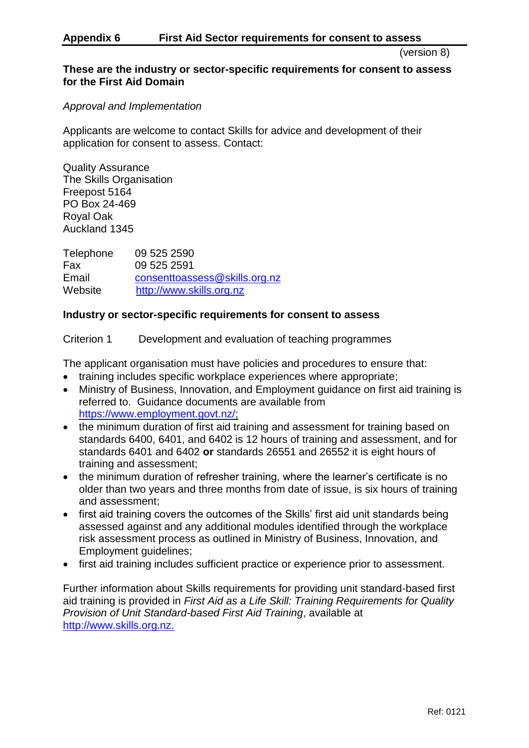## Appendix 6 First Aid Sector requirements for consent to assess

(version 8)

**These are the industry or sector-specific requirements for consent to assess for the First Aid Domain**

*Approval and Implementation*

Applicants are welcome to contact Skills for advice and development of their application for consent to assess. Contact:

Quality Assurance
The Skills Organisation
Freepost 5164
PO Box 24-469
Royal Oak
Auckland 1345

| | |
|---|---|
| Telephone | 09 525 2590 |
| Fax | 09 525 2591 |
| Email | consenttoassess@skills.org.nz |
| Website | http://www.skills.org.nz |

**Industry or sector-specific requirements for consent to assess**

Criterion 1 Development and evaluation of teaching programmes

The applicant organisation must have policies and procedures to ensure that:

- training includes specific workplace experiences where appropriate;
- Ministry of Business, Innovation, and Employment guidance on first aid training is referred to. Guidance documents are available from https://www.employment.govt.nz/;
- the minimum duration of first aid training and assessment for training based on standards 6400, 6401, and 6402 is 12 hours of training and assessment, and for standards 6401 and 6402 **or** standards 26551 and 26552 it is eight hours of training and assessment;
- the minimum duration of refresher training, where the learner's certificate is no older than two years and three months from date of issue, is six hours of training and assessment;
- first aid training covers the outcomes of the Skills' first aid unit standards being assessed against and any additional modules identified through the workplace risk assessment process as outlined in Ministry of Business, Innovation, and Employment guidelines;
- first aid training includes sufficient practice or experience prior to assessment.

Further information about Skills requirements for providing unit standard-based first aid training is provided in *First Aid as a Life Skill: Training Requirements for Quality Provision of Unit Standard-based First Aid Training*, available at http://www.skills.org.nz.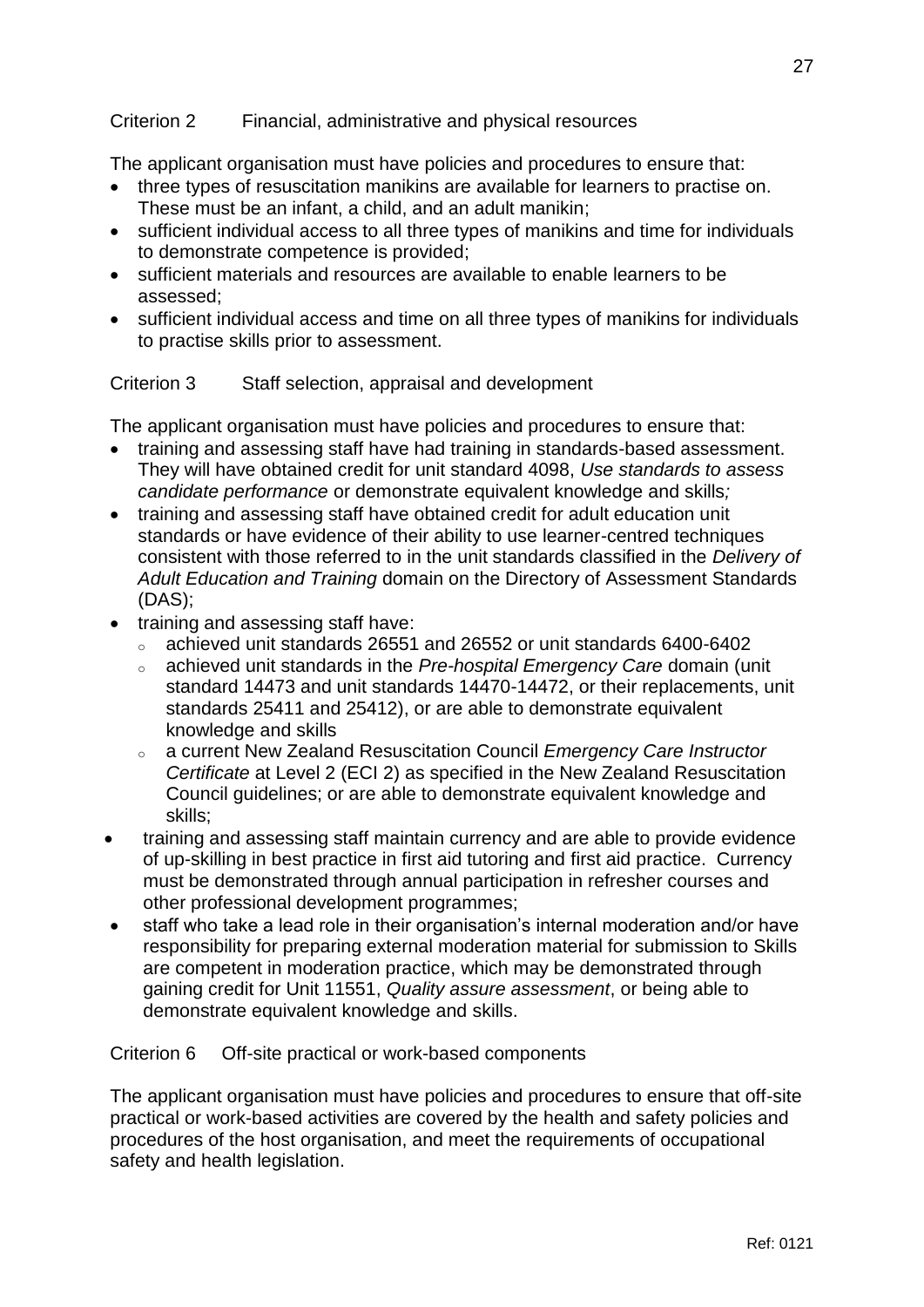Criterion 2 Financial, administrative and physical resources

The applicant organisation must have policies and procedures to ensure that:

- three types of resuscitation manikins are available for learners to practise on. These must be an infant, a child, and an adult manikin;
- sufficient individual access to all three types of manikins and time for individuals to demonstrate competence is provided;
- sufficient materials and resources are available to enable learners to be assessed;
- sufficient individual access and time on all three types of manikins for individuals to practise skills prior to assessment.

Criterion 3 Staff selection, appraisal and development

The applicant organisation must have policies and procedures to ensure that:

- training and assessing staff have had training in standards-based assessment. They will have obtained credit for unit standard 4098, *Use standards to assess candidate performance* or demonstrate equivalent knowledge and skills*;*
- training and assessing staff have obtained credit for adult education unit standards or have evidence of their ability to use learner-centred techniques consistent with those referred to in the unit standards classified in the *Delivery of Adult Education and Training* domain on the Directory of Assessment Standards (DAS);
- training and assessing staff have:
  - achieved unit standards 26551 and 26552 or unit standards 6400-6402
  - achieved unit standards in the *Pre-hospital Emergency Care* domain (unit standard 14473 and unit standards 14470-14472, or their replacements, unit standards 25411 and 25412), or are able to demonstrate equivalent knowledge and skills
  - a current New Zealand Resuscitation Council *Emergency Care Instructor Certificate* at Level 2 (ECI 2) as specified in the New Zealand Resuscitation Council guidelines; or are able to demonstrate equivalent knowledge and skills;
- training and assessing staff maintain currency and are able to provide evidence of up-skilling in best practice in first aid tutoring and first aid practice. Currency must be demonstrated through annual participation in refresher courses and other professional development programmes;
- staff who take a lead role in their organisation's internal moderation and/or have responsibility for preparing external moderation material for submission to Skills are competent in moderation practice, which may be demonstrated through gaining credit for Unit 11551, *Quality assure assessment*, or being able to demonstrate equivalent knowledge and skills.

Criterion 6 Off-site practical or work-based components

The applicant organisation must have policies and procedures to ensure that off-site practical or work-based activities are covered by the health and safety policies and procedures of the host organisation, and meet the requirements of occupational safety and health legislation.

Ref: 0121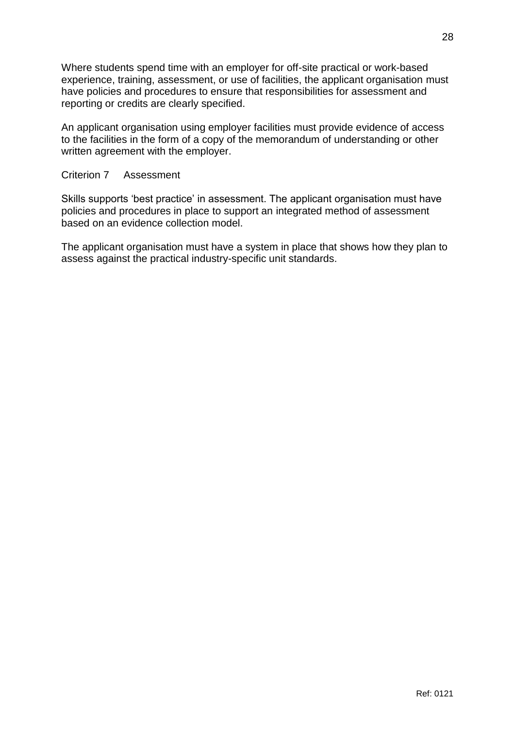Where students spend time with an employer for off-site practical or work-based experience, training, assessment, or use of facilities, the applicant organisation must have policies and procedures to ensure that responsibilities for assessment and reporting or credits are clearly specified.

An applicant organisation using employer facilities must provide evidence of access to the facilities in the form of a copy of the memorandum of understanding or other written agreement with the employer.

### Criterion 7 Assessment

Skills supports 'best practice' in assessment. The applicant organisation must have policies and procedures in place to support an integrated method of assessment based on an evidence collection model.

The applicant organisation must have a system in place that shows how they plan to assess against the practical industry-specific unit standards.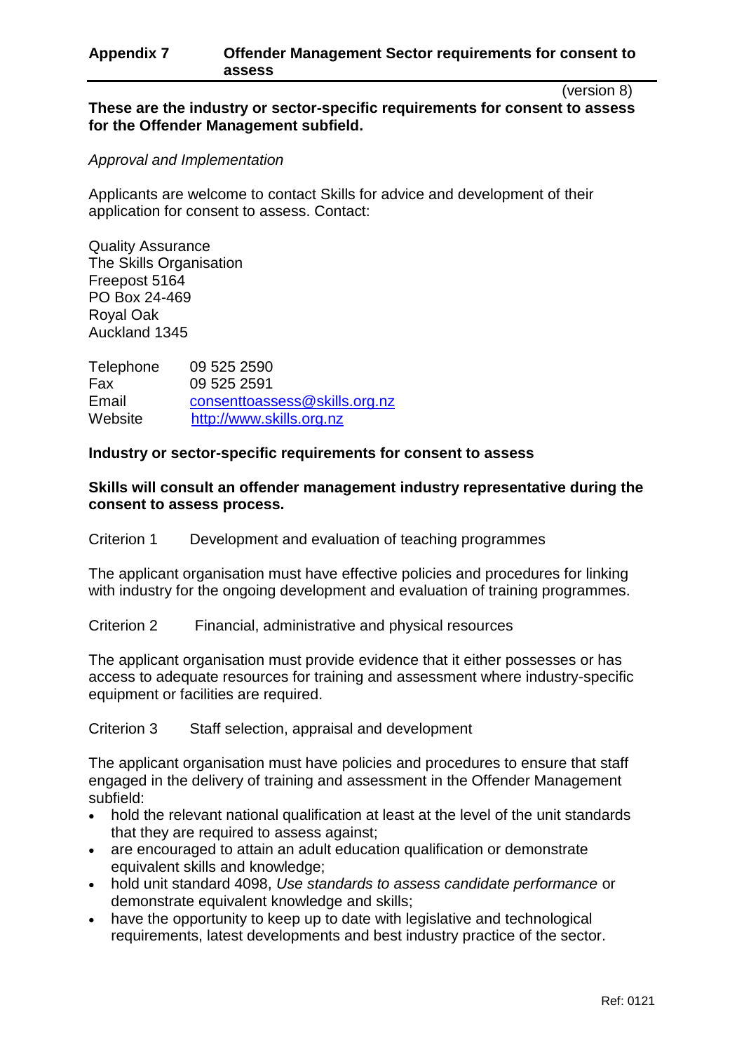## Appendix 7 Offender Management Sector requirements for consent to assess

(version 8)

**These are the industry or sector-specific requirements for consent to assess for the Offender Management subfield.**

*Approval and Implementation*

Applicants are welcome to contact Skills for advice and development of their application for consent to assess. Contact:

Quality Assurance
The Skills Organisation
Freepost 5164
PO Box 24-469
Royal Oak
Auckland 1345

| | |
|---|---|
| Telephone | 09 525 2590 |
| Fax | 09 525 2591 |
| Email | consenttoassess@skills.org.nz |
| Website | http://www.skills.org.nz |

**Industry or sector-specific requirements for consent to assess**

**Skills will consult an offender management industry representative during the consent to assess process.**

Criterion 1 Development and evaluation of teaching programmes

The applicant organisation must have effective policies and procedures for linking with industry for the ongoing development and evaluation of training programmes.

Criterion 2 Financial, administrative and physical resources

The applicant organisation must provide evidence that it either possesses or has access to adequate resources for training and assessment where industry-specific equipment or facilities are required.

Criterion 3 Staff selection, appraisal and development

The applicant organisation must have policies and procedures to ensure that staff engaged in the delivery of training and assessment in the Offender Management subfield:

- hold the relevant national qualification at least at the level of the unit standards that they are required to assess against;
- are encouraged to attain an adult education qualification or demonstrate equivalent skills and knowledge;
- hold unit standard 4098, *Use standards to assess candidate performance* or demonstrate equivalent knowledge and skills;
- have the opportunity to keep up to date with legislative and technological requirements, latest developments and best industry practice of the sector.

Ref: 0121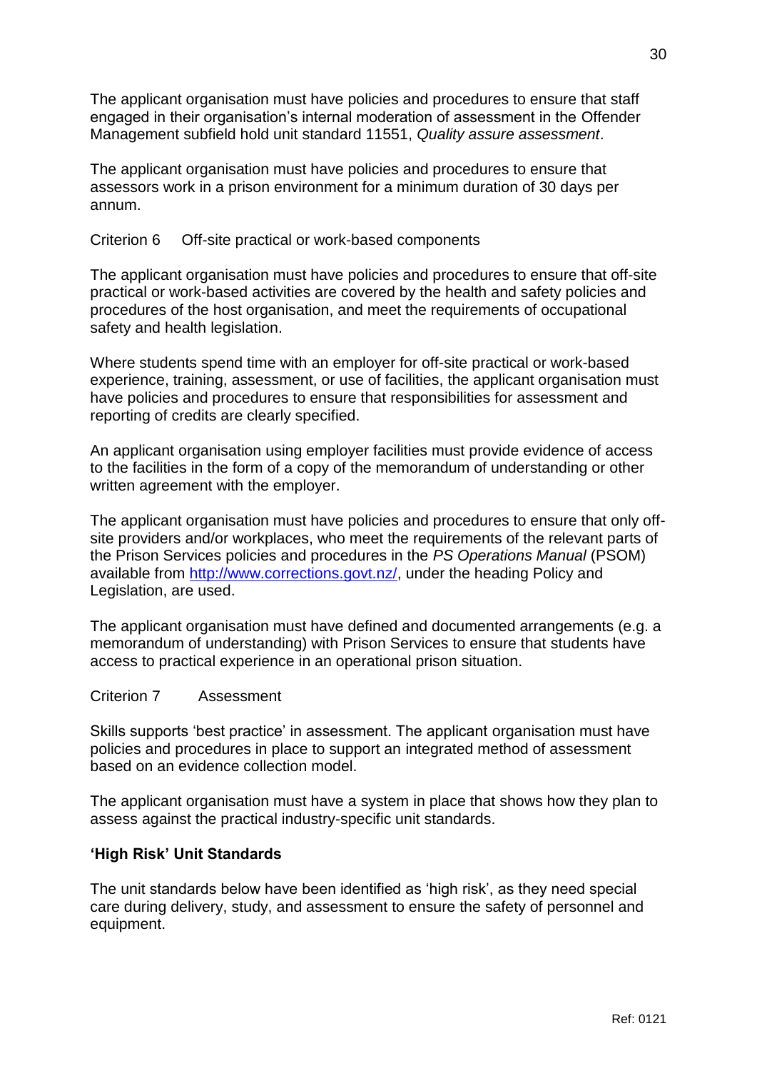The applicant organisation must have policies and procedures to ensure that staff engaged in their organisation's internal moderation of assessment in the Offender Management subfield hold unit standard 11551, *Quality assure assessment*.

The applicant organisation must have policies and procedures to ensure that assessors work in a prison environment for a minimum duration of 30 days per annum.

Criterion 6 Off-site practical or work-based components

The applicant organisation must have policies and procedures to ensure that off-site practical or work-based activities are covered by the health and safety policies and procedures of the host organisation, and meet the requirements of occupational safety and health legislation.

Where students spend time with an employer for off-site practical or work-based experience, training, assessment, or use of facilities, the applicant organisation must have policies and procedures to ensure that responsibilities for assessment and reporting of credits are clearly specified.

An applicant organisation using employer facilities must provide evidence of access to the facilities in the form of a copy of the memorandum of understanding or other written agreement with the employer.

The applicant organisation must have policies and procedures to ensure that only off-site providers and/or workplaces, who meet the requirements of the relevant parts of the Prison Services policies and procedures in the *PS Operations Manual* (PSOM) available from [http://www.corrections.govt.nz/](http://www.corrections.govt.nz/), under the heading Policy and Legislation, are used.

The applicant organisation must have defined and documented arrangements (e.g. a memorandum of understanding) with Prison Services to ensure that students have access to practical experience in an operational prison situation.

Criterion 7 Assessment

Skills supports 'best practice' in assessment. The applicant organisation must have policies and procedures in place to support an integrated method of assessment based on an evidence collection model.

The applicant organisation must have a system in place that shows how they plan to assess against the practical industry-specific unit standards.

**'High Risk' Unit Standards**

The unit standards below have been identified as 'high risk', as they need special care during delivery, study, and assessment to ensure the safety of personnel and equipment.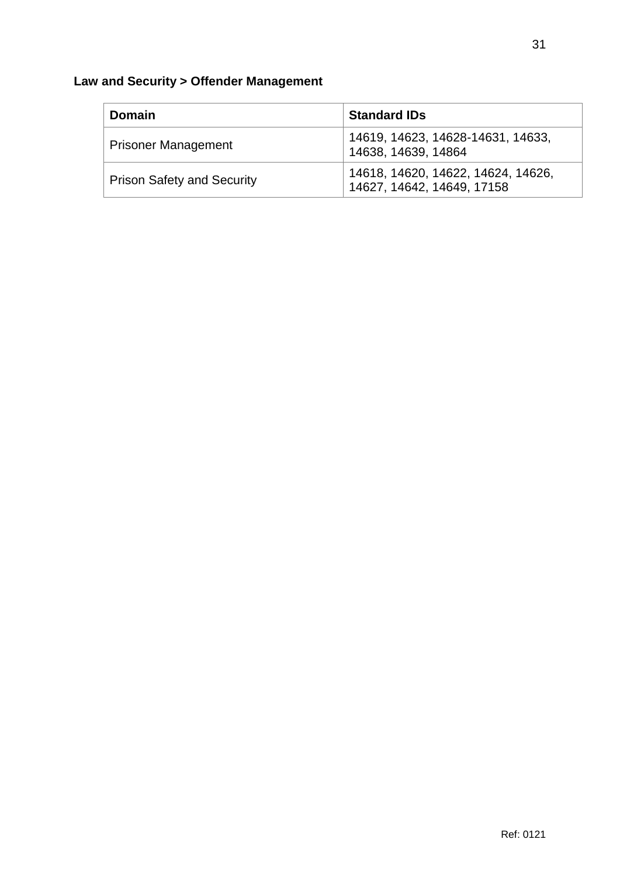**Law and Security > Offender Management**

| Domain | Standard IDs |
| --- | --- |
| Prisoner Management | 14619, 14623, 14628-14631, 14633, 14638, 14639, 14864 |
| Prison Safety and Security | 14618, 14620, 14622, 14624, 14626, 14627, 14642, 14649, 17158 |

Ref: 0121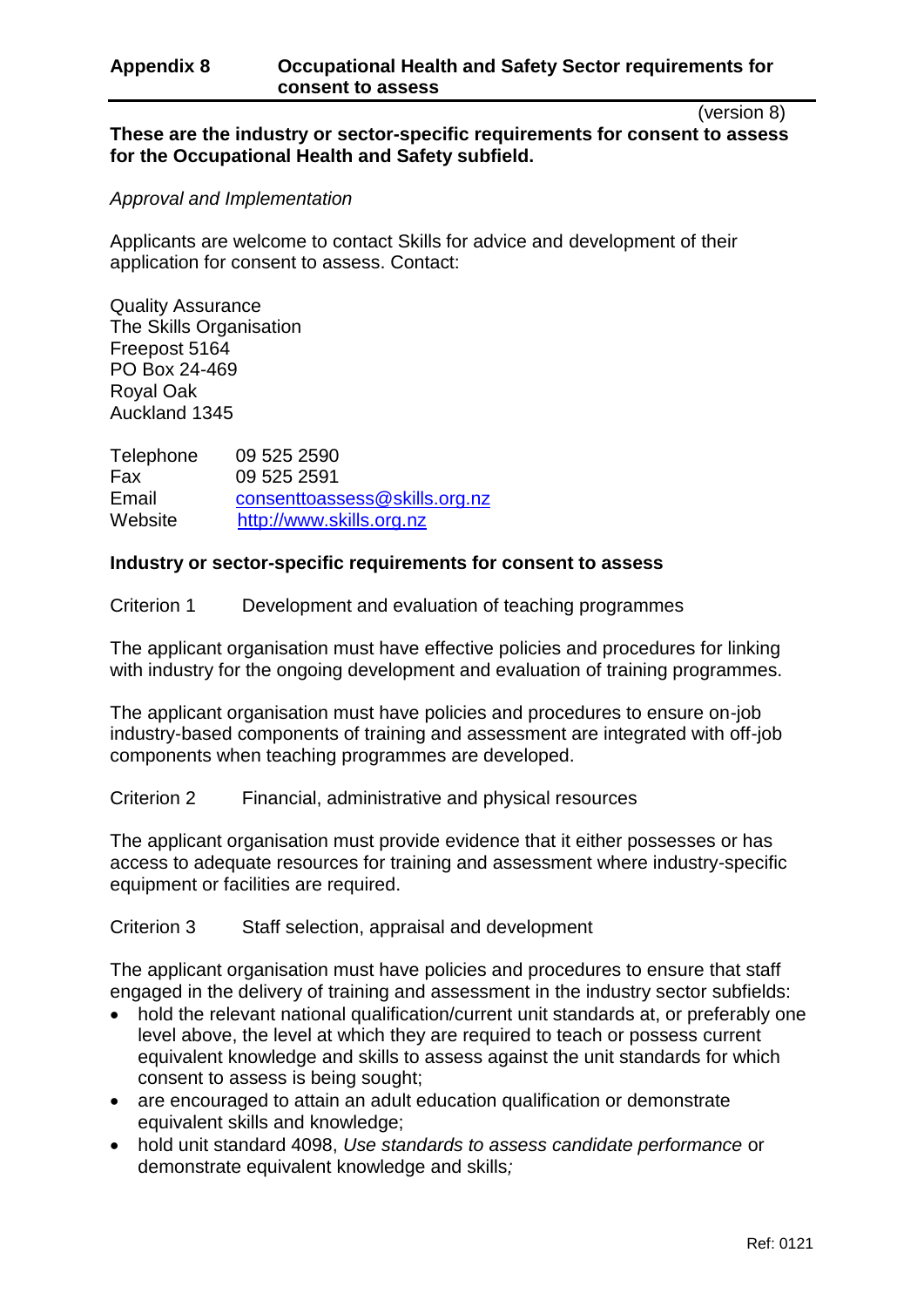## Appendix 8 Occupational Health and Safety Sector requirements for consent to assess

(version 8)

**These are the industry or sector-specific requirements for consent to assess for the Occupational Health and Safety subfield.**

*Approval and Implementation*

Applicants are welcome to contact Skills for advice and development of their application for consent to assess. Contact:

Quality Assurance
The Skills Organisation
Freepost 5164
PO Box 24-469
Royal Oak
Auckland 1345

| | |
|---|---|
| Telephone | 09 525 2590 |
| Fax | 09 525 2591 |
| Email | consenttoassess@skills.org.nz |
| Website | http://www.skills.org.nz |

**Industry or sector-specific requirements for consent to assess**

Criterion 1 Development and evaluation of teaching programmes

The applicant organisation must have effective policies and procedures for linking with industry for the ongoing development and evaluation of training programmes.

The applicant organisation must have policies and procedures to ensure on-job industry-based components of training and assessment are integrated with off-job components when teaching programmes are developed.

Criterion 2 Financial, administrative and physical resources

The applicant organisation must provide evidence that it either possesses or has access to adequate resources for training and assessment where industry-specific equipment or facilities are required.

Criterion 3 Staff selection, appraisal and development

The applicant organisation must have policies and procedures to ensure that staff engaged in the delivery of training and assessment in the industry sector subfields:

- hold the relevant national qualification/current unit standards at, or preferably one level above, the level at which they are required to teach or possess current equivalent knowledge and skills to assess against the unit standards for which consent to assess is being sought;
- are encouraged to attain an adult education qualification or demonstrate equivalent skills and knowledge;
- hold unit standard 4098, *Use standards to assess candidate performance* or demonstrate equivalent knowledge and skills*;*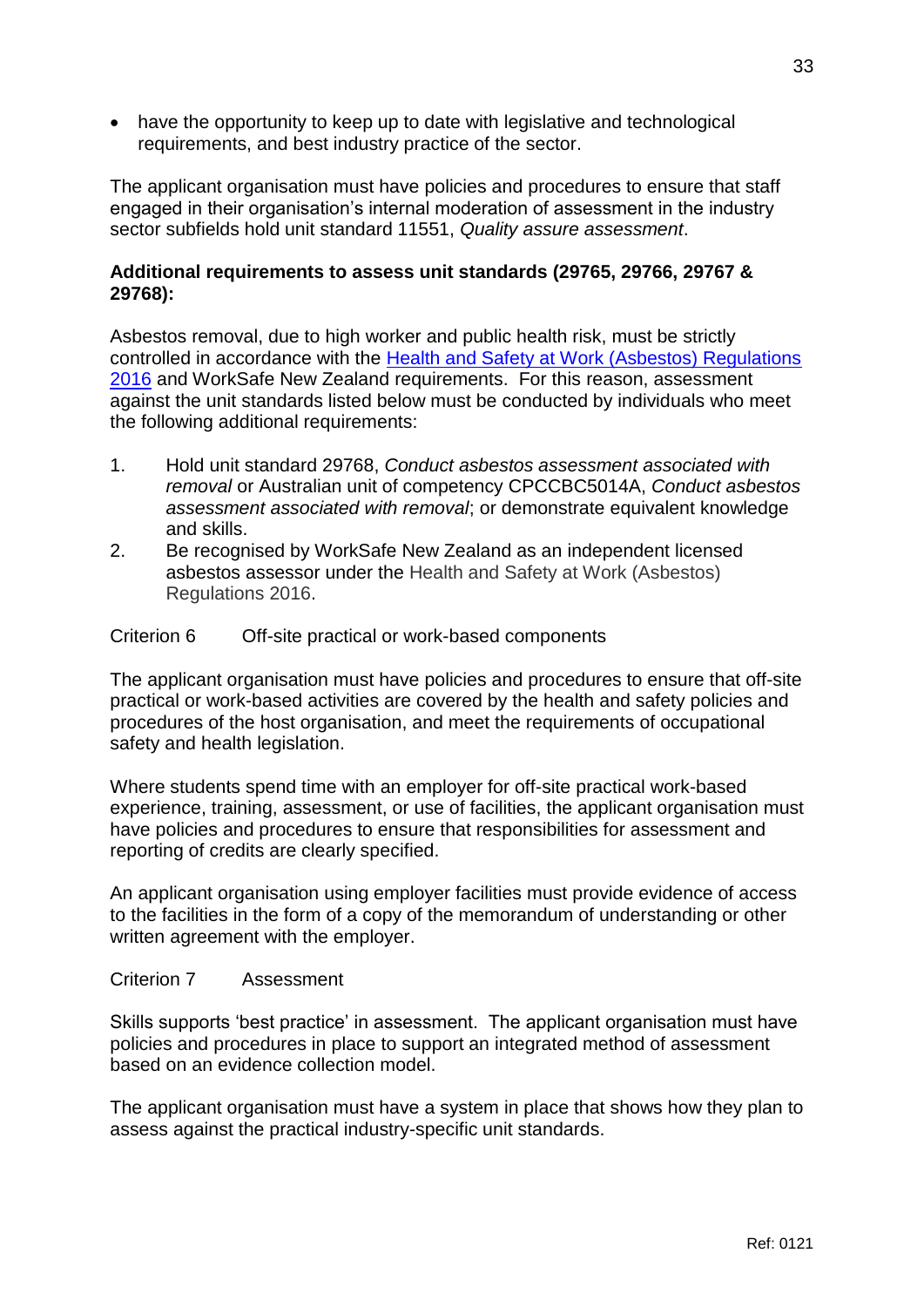- have the opportunity to keep up to date with legislative and technological requirements, and best industry practice of the sector.

The applicant organisation must have policies and procedures to ensure that staff engaged in their organisation's internal moderation of assessment in the industry sector subfields hold unit standard 11551, *Quality assure assessment*.

**Additional requirements to assess unit standards (29765, 29766, 29767 & 29768):**

Asbestos removal, due to high worker and public health risk, must be strictly controlled in accordance with the Health and Safety at Work (Asbestos) Regulations 2016 and WorkSafe New Zealand requirements. For this reason, assessment against the unit standards listed below must be conducted by individuals who meet the following additional requirements:

1. Hold unit standard 29768, *Conduct asbestos assessment associated with removal* or Australian unit of competency CPCCBC5014A, *Conduct asbestos assessment associated with removal*; or demonstrate equivalent knowledge and skills.
2. Be recognised by WorkSafe New Zealand as an independent licensed asbestos assessor under the Health and Safety at Work (Asbestos) Regulations 2016.

Criterion 6 Off-site practical or work-based components

The applicant organisation must have policies and procedures to ensure that off-site practical or work-based activities are covered by the health and safety policies and procedures of the host organisation, and meet the requirements of occupational safety and health legislation.

Where students spend time with an employer for off-site practical work-based experience, training, assessment, or use of facilities, the applicant organisation must have policies and procedures to ensure that responsibilities for assessment and reporting of credits are clearly specified.

An applicant organisation using employer facilities must provide evidence of access to the facilities in the form of a copy of the memorandum of understanding or other written agreement with the employer.

Criterion 7 Assessment

Skills supports 'best practice' in assessment. The applicant organisation must have policies and procedures in place to support an integrated method of assessment based on an evidence collection model.

The applicant organisation must have a system in place that shows how they plan to assess against the practical industry-specific unit standards.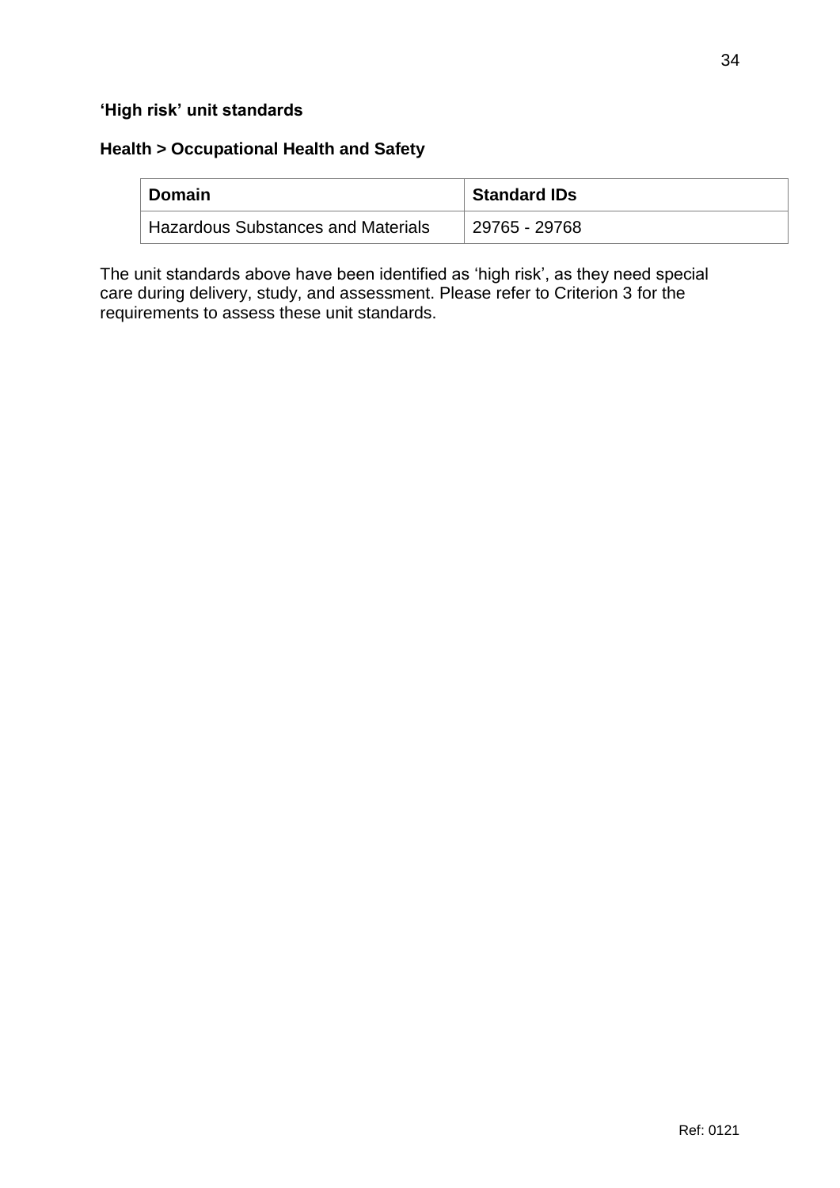### ‘High risk’ unit standards

### Health > Occupational Health and Safety

| Domain | Standard IDs |
|---|---|
| Hazardous Substances and Materials | 29765 - 29768 |

The unit standards above have been identified as ‘high risk’, as they need special care during delivery, study, and assessment. Please refer to Criterion 3 for the requirements to assess these unit standards.

Ref: 0121